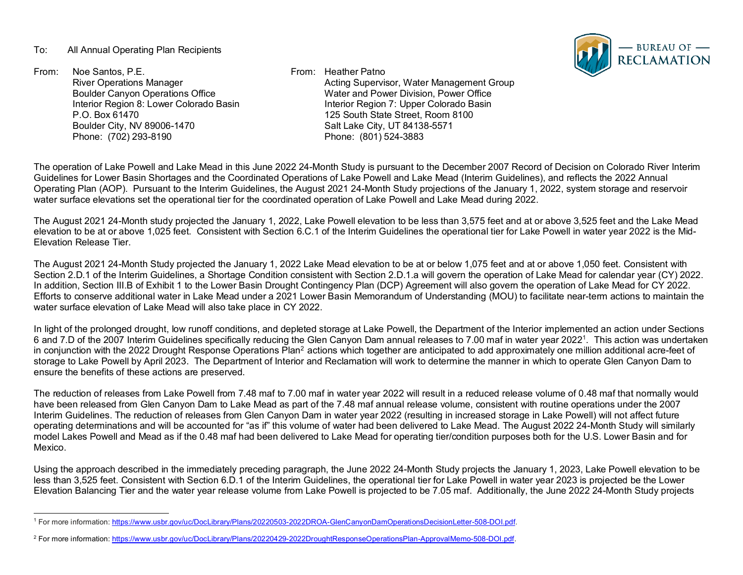To: All Annual Operating Plan Recipients

From: Noe Santos, P.E.
River Operations Manager
Boulder Canyon Operations Office
Interior Region 8: Lower Colorado Basin
P.O. Box 61470
Boulder City, NV 89006-1470
Phone: (702) 293-8190

From: Heather Patno
Acting Supervisor, Water Management Group
Water and Power Division, Power Office
Interior Region 7: Upper Colorado Basin
125 South State Street, Room 8100
Salt Lake City, UT 84138-5571
Phone: (801) 524-3883

— BUREAU OF —
RECLAMATION

The operation of Lake Powell and Lake Mead in this June 2022 24-Month Study is pursuant to the December 2007 Record of Decision on Colorado River Interim Guidelines for Lower Basin Shortages and the Coordinated Operations of Lake Powell and Lake Mead (Interim Guidelines), and reflects the 2022 Annual Operating Plan (AOP). Pursuant to the Interim Guidelines, the August 2021 24-Month Study projections of the January 1, 2022, system storage and reservoir water surface elevations set the operational tier for the coordinated operation of Lake Powell and Lake Mead during 2022.

The August 2021 24-Month study projected the January 1, 2022, Lake Powell elevation to be less than 3,575 feet and at or above 3,525 feet and the Lake Mead elevation to be at or above 1,025 feet. Consistent with Section 6.C.1 of the Interim Guidelines the operational tier for Lake Powell in water year 2022 is the Mid-Elevation Release Tier.

The August 2021 24-Month Study projected the January 1, 2022 Lake Mead elevation to be at or below 1,075 feet and at or above 1,050 feet. Consistent with Section 2.D.1 of the Interim Guidelines, a Shortage Condition consistent with Section 2.D.1.a will govern the operation of Lake Mead for calendar year (CY) 2022. In addition, Section III.B of Exhibit 1 to the Lower Basin Drought Contingency Plan (DCP) Agreement will also govern the operation of Lake Mead for CY 2022. Efforts to conserve additional water in Lake Mead under a 2021 Lower Basin Memorandum of Understanding (MOU) to facilitate near-term actions to maintain the water surface elevation of Lake Mead will also take place in CY 2022.

In light of the prolonged drought, low runoff conditions, and depleted storage at Lake Powell, the Department of the Interior implemented an action under Sections 6 and 7.D of the 2007 Interim Guidelines specifically reducing the Glen Canyon Dam annual releases to 7.00 maf in water year 2022[1]. This action was undertaken in conjunction with the 2022 Drought Response Operations Plan[2] actions which together are anticipated to add approximately one million additional acre-feet of storage to Lake Powell by April 2023. The Department of Interior and Reclamation will work to determine the manner in which to operate Glen Canyon Dam to ensure the benefits of these actions are preserved.

The reduction of releases from Lake Powell from 7.48 maf to 7.00 maf in water year 2022 will result in a reduced release volume of 0.48 maf that normally would have been released from Glen Canyon Dam to Lake Mead as part of the 7.48 maf annual release volume, consistent with routine operations under the 2007 Interim Guidelines. The reduction of releases from Glen Canyon Dam in water year 2022 (resulting in increased storage in Lake Powell) will not affect future operating determinations and will be accounted for "as if" this volume of water had been delivered to Lake Mead. The August 2022 24-Month Study will similarly model Lakes Powell and Mead as if the 0.48 maf had been delivered to Lake Mead for operating tier/condition purposes both for the U.S. Lower Basin and for Mexico.

Using the approach described in the immediately preceding paragraph, the June 2022 24-Month Study projects the January 1, 2023, Lake Powell elevation to be less than 3,525 feet. Consistent with Section 6.D.1 of the Interim Guidelines, the operational tier for Lake Powell in water year 2023 is projected be the Lower Elevation Balancing Tier and the water year release volume from Lake Powell is projected to be 7.05 maf. Additionally, the June 2022 24-Month Study projects

[1] For more information: https://www.usbr.gov/uc/DocLibrary/Plans/20220503-2022DROA-GlenCanyonDamOperationsDecisionLetter-508-DOI.pdf.

[2] For more information: https://www.usbr.gov/uc/DocLibrary/Plans/20220429-2022DroughtResponseOperationsPlan-ApprovalMemo-508-DOI.pdf.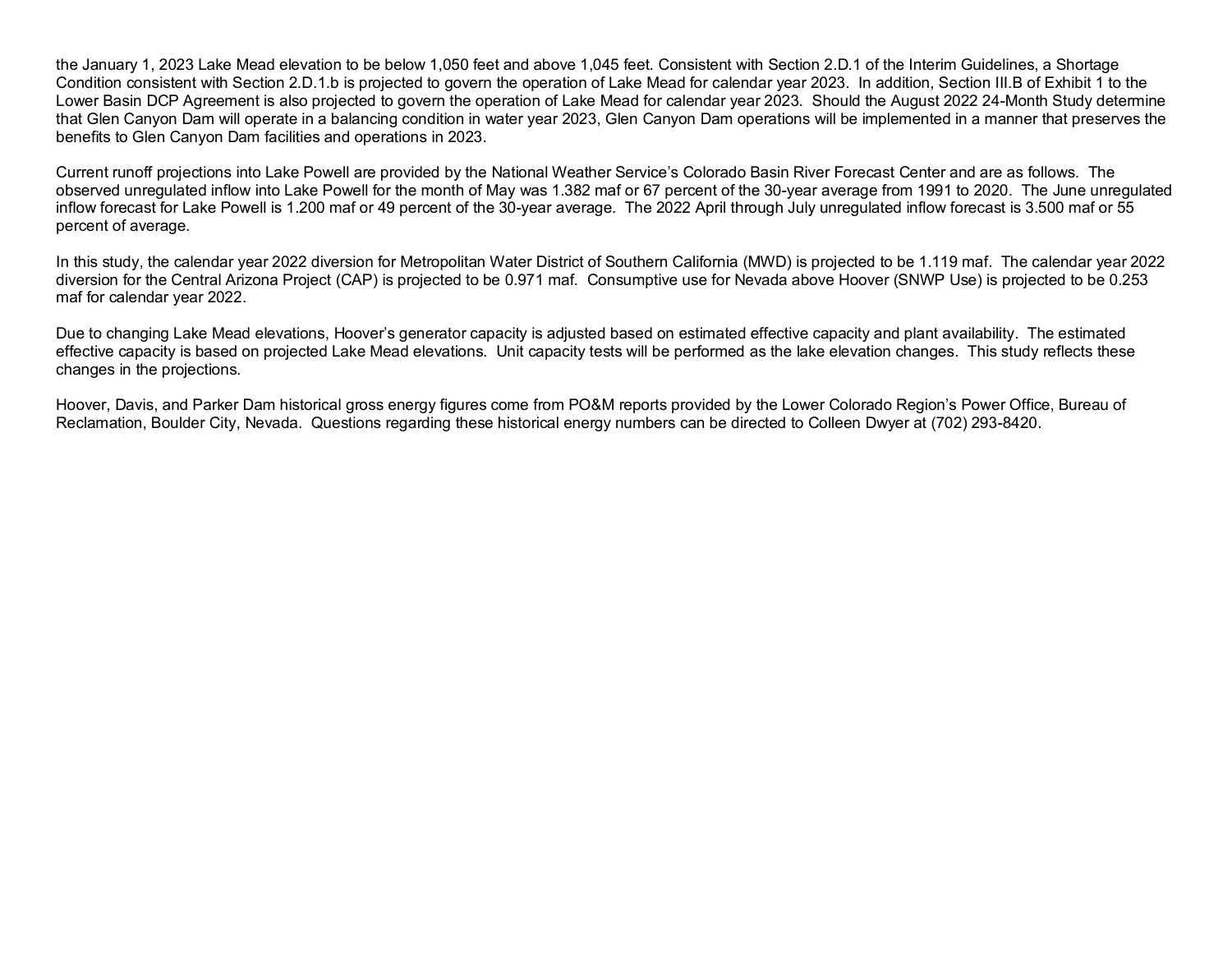the January 1, 2023 Lake Mead elevation to be below 1,050 feet and above 1,045 feet. Consistent with Section 2.D.1 of the Interim Guidelines, a Shortage Condition consistent with Section 2.D.1.b is projected to govern the operation of Lake Mead for calendar year 2023. In addition, Section III.B of Exhibit 1 to the Lower Basin DCP Agreement is also projected to govern the operation of Lake Mead for calendar year 2023. Should the August 2022 24-Month Study determine that Glen Canyon Dam will operate in a balancing condition in water year 2023, Glen Canyon Dam operations will be implemented in a manner that preserves the benefits to Glen Canyon Dam facilities and operations in 2023.

Current runoff projections into Lake Powell are provided by the National Weather Service's Colorado Basin River Forecast Center and are as follows. The observed unregulated inflow into Lake Powell for the month of May was 1.382 maf or 67 percent of the 30-year average from 1991 to 2020. The June unregulated inflow forecast for Lake Powell is 1.200 maf or 49 percent of the 30-year average. The 2022 April through July unregulated inflow forecast is 3.500 maf or 55 percent of average.

In this study, the calendar year 2022 diversion for Metropolitan Water District of Southern California (MWD) is projected to be 1.119 maf. The calendar year 2022 diversion for the Central Arizona Project (CAP) is projected to be 0.971 maf. Consumptive use for Nevada above Hoover (SNWP Use) is projected to be 0.253 maf for calendar year 2022.

Due to changing Lake Mead elevations, Hoover's generator capacity is adjusted based on estimated effective capacity and plant availability. The estimated effective capacity is based on projected Lake Mead elevations. Unit capacity tests will be performed as the lake elevation changes. This study reflects these changes in the projections.

Hoover, Davis, and Parker Dam historical gross energy figures come from PO&M reports provided by the Lower Colorado Region's Power Office, Bureau of Reclamation, Boulder City, Nevada. Questions regarding these historical energy numbers can be directed to Colleen Dwyer at (702) 293-8420.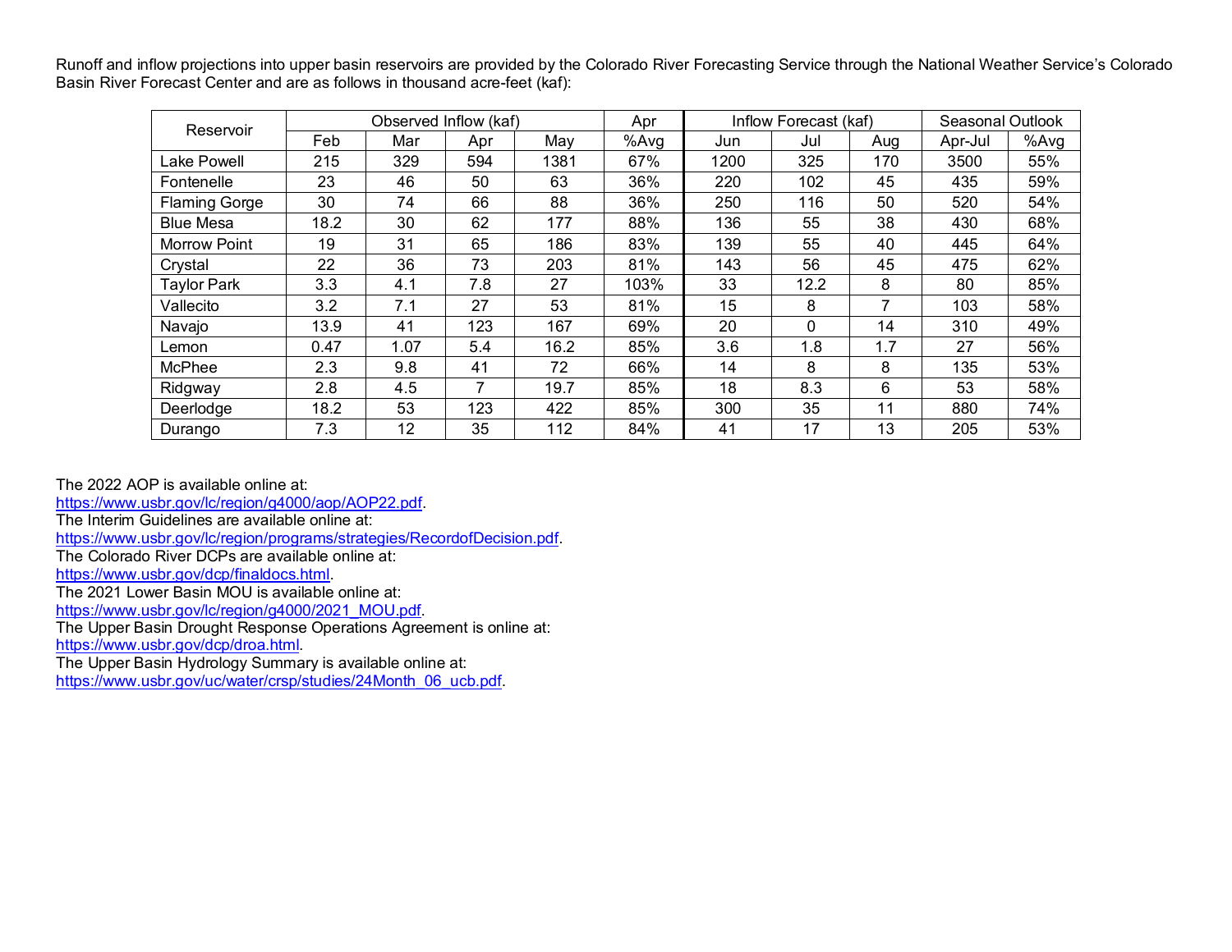Runoff and inflow projections into upper basin reservoirs are provided by the Colorado River Forecasting Service through the National Weather Service's Colorado Basin River Forecast Center and are as follows in thousand acre-feet (kaf):

| Reservoir | Observed Inflow (kaf) | | | | Apr | Inflow Forecast (kaf) | | | Seasonal Outlook | |
|---|---|---|---|---|---|---|---|---|---|---|
| | Feb | Mar | Apr | May | %Avg | Jun | Jul | Aug | Apr-Jul | %Avg |
| Lake Powell | 215 | 329 | 594 | 1381 | 67% | 1200 | 325 | 170 | 3500 | 55% |
| Fontenelle | 23 | 46 | 50 | 63 | 36% | 220 | 102 | 45 | 435 | 59% |
| Flaming Gorge | 30 | 74 | 66 | 88 | 36% | 250 | 116 | 50 | 520 | 54% |
| Blue Mesa | 18.2 | 30 | 62 | 177 | 88% | 136 | 55 | 38 | 430 | 68% |
| Morrow Point | 19 | 31 | 65 | 186 | 83% | 139 | 55 | 40 | 445 | 64% |
| Crystal | 22 | 36 | 73 | 203 | 81% | 143 | 56 | 45 | 475 | 62% |
| Taylor Park | 3.3 | 4.1 | 7.8 | 27 | 103% | 33 | 12.2 | 8 | 80 | 85% |
| Vallecito | 3.2 | 7.1 | 27 | 53 | 81% | 15 | 8 | 7 | 103 | 58% |
| Navajo | 13.9 | 41 | 123 | 167 | 69% | 20 | 0 | 14 | 310 | 49% |
| Lemon | 0.47 | 1.07 | 5.4 | 16.2 | 85% | 3.6 | 1.8 | 1.7 | 27 | 56% |
| McPhee | 2.3 | 9.8 | 41 | 72 | 66% | 14 | 8 | 8 | 135 | 53% |
| Ridgway | 2.8 | 4.5 | 7 | 19.7 | 85% | 18 | 8.3 | 6 | 53 | 58% |
| Deerlodge | 18.2 | 53 | 123 | 422 | 85% | 300 | 35 | 11 | 880 | 74% |
| Durango | 7.3 | 12 | 35 | 112 | 84% | 41 | 17 | 13 | 205 | 53% |

The 2022 AOP is available online at:
https://www.usbr.gov/lc/region/g4000/aop/AOP22.pdf.
The Interim Guidelines are available online at:
https://www.usbr.gov/lc/region/programs/strategies/RecordofDecision.pdf.
The Colorado River DCPs are available online at:
https://www.usbr.gov/dcp/finaldocs.html.
The 2021 Lower Basin MOU is available online at:
https://www.usbr.gov/lc/region/g4000/2021_MOU.pdf.
The Upper Basin Drought Response Operations Agreement is online at:
https://www.usbr.gov/dcp/droa.html.
The Upper Basin Hydrology Summary is available online at:
https://www.usbr.gov/uc/water/crsp/studies/24Month_06_ucb.pdf.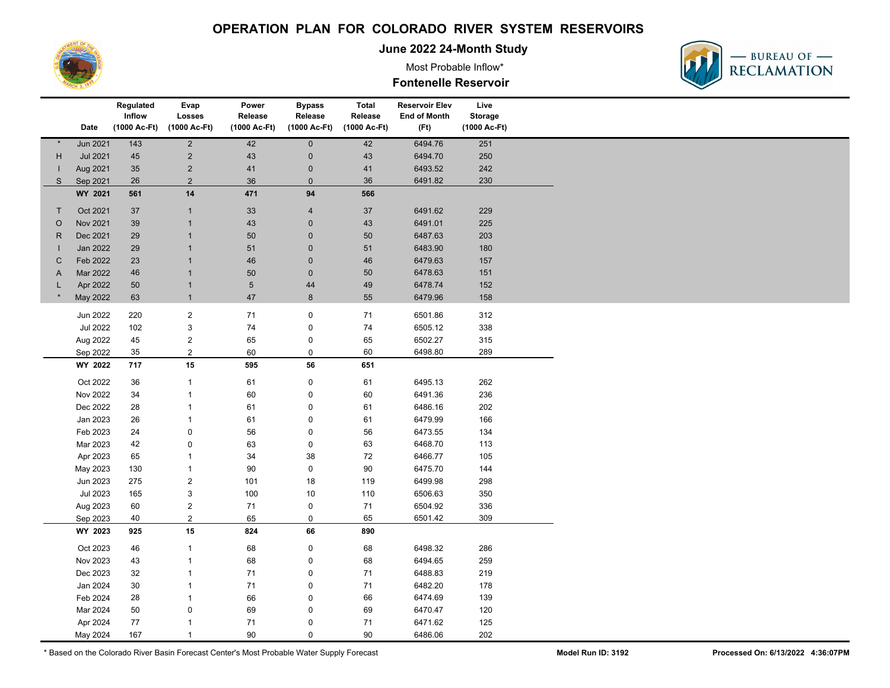# OPERATION PLAN FOR COLORADO RIVER SYSTEM RESERVOIRS

## June 2022 24-Month Study

Most Probable Inflow*

## Fontenelle Reservoir

| | Date | Regulated Inflow (1000 Ac-Ft) | Evap Losses (1000 Ac-Ft) | Power Release (1000 Ac-Ft) | Bypass Release (1000 Ac-Ft) | Total Release (1000 Ac-Ft) | Reservoir Elev End of Month (Ft) | Live Storage (1000 Ac-Ft) |
|---|---|---|---|---|---|---|---|---|
| * | Jun 2021 | 143 | 2 | 42 | 0 | 42 | 6494.76 | 251 |
| H | Jul 2021 | 45 | 2 | 43 | 0 | 43 | 6494.70 | 250 |
| I | Aug 2021 | 35 | 2 | 41 | 0 | 41 | 6493.52 | 242 |
| S | Sep 2021 | 26 | 2 | 36 | 0 | 36 | 6491.82 | 230 |
| | **WY 2021** | **561** | **14** | **471** | **94** | **566** | | |
| T | Oct 2021 | 37 | 1 | 33 | 4 | 37 | 6491.62 | 229 |
| O | Nov 2021 | 39 | 1 | 43 | 0 | 43 | 6491.01 | 225 |
| R | Dec 2021 | 29 | 1 | 50 | 0 | 50 | 6487.63 | 203 |
| I | Jan 2022 | 29 | 1 | 51 | 0 | 51 | 6483.90 | 180 |
| C | Feb 2022 | 23 | 1 | 46 | 0 | 46 | 6479.63 | 157 |
| A | Mar 2022 | 46 | 1 | 50 | 0 | 50 | 6478.63 | 151 |
| L | Apr 2022 | 50 | 1 | 5 | 44 | 49 | 6478.74 | 152 |
| * | May 2022 | 63 | 1 | 47 | 8 | 55 | 6479.96 | 158 |
| | Jun 2022 | 220 | 2 | 71 | 0 | 71 | 6501.86 | 312 |
| | Jul 2022 | 102 | 3 | 74 | 0 | 74 | 6505.12 | 338 |
| | Aug 2022 | 45 | 2 | 65 | 0 | 65 | 6502.27 | 315 |
| | Sep 2022 | 35 | 2 | 60 | 0 | 60 | 6498.80 | 289 |
| | **WY 2022** | **717** | **15** | **595** | **56** | **651** | | |
| | Oct 2022 | 36 | 1 | 61 | 0 | 61 | 6495.13 | 262 |
| | Nov 2022 | 34 | 1 | 60 | 0 | 60 | 6491.36 | 236 |
| | Dec 2022 | 28 | 1 | 61 | 0 | 61 | 6486.16 | 202 |
| | Jan 2023 | 26 | 1 | 61 | 0 | 61 | 6479.99 | 166 |
| | Feb 2023 | 24 | 0 | 56 | 0 | 56 | 6473.55 | 134 |
| | Mar 2023 | 42 | 0 | 63 | 0 | 63 | 6468.70 | 113 |
| | Apr 2023 | 65 | 1 | 34 | 38 | 72 | 6466.77 | 105 |
| | May 2023 | 130 | 1 | 90 | 0 | 90 | 6475.70 | 144 |
| | Jun 2023 | 275 | 2 | 101 | 18 | 119 | 6499.98 | 298 |
| | Jul 2023 | 165 | 3 | 100 | 10 | 110 | 6506.63 | 350 |
| | Aug 2023 | 60 | 2 | 71 | 0 | 71 | 6504.92 | 336 |
| | Sep 2023 | 40 | 2 | 65 | 0 | 65 | 6501.42 | 309 |
| | **WY 2023** | **925** | **15** | **824** | **66** | **890** | | |
| | Oct 2023 | 46 | 1 | 68 | 0 | 68 | 6498.32 | 286 |
| | Nov 2023 | 43 | 1 | 68 | 0 | 68 | 6494.65 | 259 |
| | Dec 2023 | 32 | 1 | 71 | 0 | 71 | 6488.83 | 219 |
| | Jan 2024 | 30 | 1 | 71 | 0 | 71 | 6482.20 | 178 |
| | Feb 2024 | 28 | 1 | 66 | 0 | 66 | 6474.69 | 139 |
| | Mar 2024 | 50 | 0 | 69 | 0 | 69 | 6470.47 | 120 |
| | Apr 2024 | 77 | 1 | 71 | 0 | 71 | 6471.62 | 125 |
| | May 2024 | 167 | 1 | 90 | 0 | 90 | 6486.06 | 202 |

\* Based on the Colorado River Basin Forecast Center's Most Probable Water Supply Forecast

Model Run ID: 3192

Processed On: 6/13/2022 4:36:07PM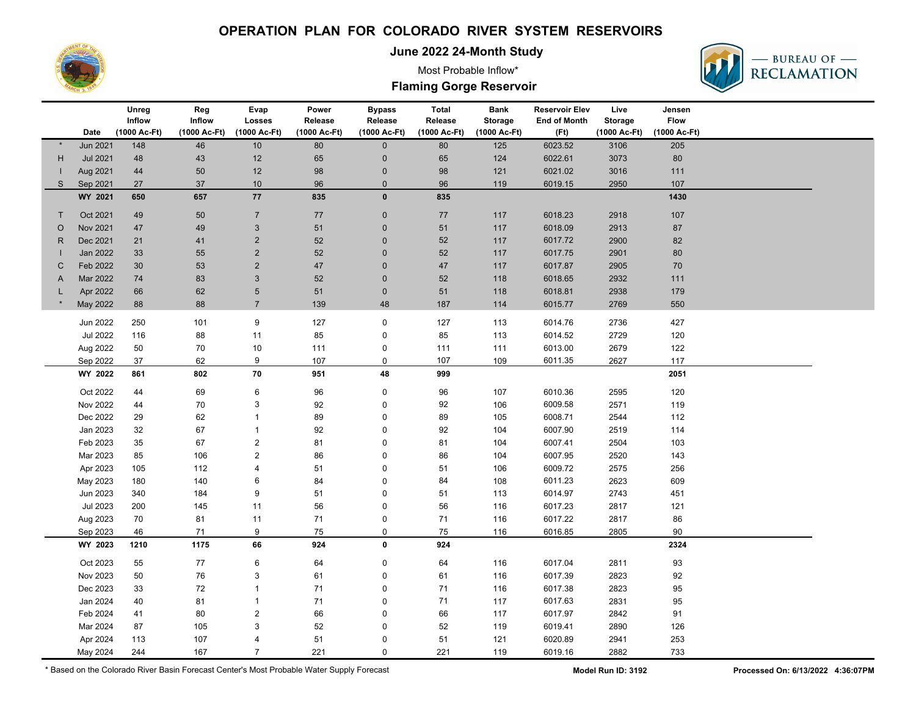# OPERATION PLAN FOR COLORADO RIVER SYSTEM RESERVOIRS

## June 2022 24-Month Study

Most Probable Inflow*

## Flaming Gorge Reservoir

| | Date | Unreg Inflow (1000 Ac-Ft) | Reg Inflow (1000 Ac-Ft) | Evap Losses (1000 Ac-Ft) | Power Release (1000 Ac-Ft) | Bypass Release (1000 Ac-Ft) | Total Release (1000 Ac-Ft) | Bank Storage (1000 Ac-Ft) | Reservoir Elev End of Month (Ft) | Live Storage (1000 Ac-Ft) | Jensen Flow (1000 Ac-Ft) |
|---|---|---|---|---|---|---|---|---|---|---|---|
| * | Jun 2021 | 148 | 46 | 10 | 80 | 0 | 80 | 125 | 6023.52 | 3106 | 205 |
| H | Jul 2021 | 48 | 43 | 12 | 65 | 0 | 65 | 124 | 6022.61 | 3073 | 80 |
| I | Aug 2021 | 44 | 50 | 12 | 98 | 0 | 98 | 121 | 6021.02 | 3016 | 111 |
| S | Sep 2021 | 27 | 37 | 10 | 96 | 0 | 96 | 119 | 6019.15 | 2950 | 107 |
| | **WY 2021** | **650** | **657** | **77** | **835** | **0** | **835** | | | | **1430** |
| T | Oct 2021 | 49 | 50 | 7 | 77 | 0 | 77 | 117 | 6018.23 | 2918 | 107 |
| O | Nov 2021 | 47 | 49 | 3 | 51 | 0 | 51 | 117 | 6018.09 | 2913 | 87 |
| R | Dec 2021 | 21 | 41 | 2 | 52 | 0 | 52 | 117 | 6017.72 | 2900 | 82 |
| I | Jan 2022 | 33 | 55 | 2 | 52 | 0 | 52 | 117 | 6017.75 | 2901 | 80 |
| C | Feb 2022 | 30 | 53 | 2 | 47 | 0 | 47 | 117 | 6017.87 | 2905 | 70 |
| A | Mar 2022 | 74 | 83 | 3 | 52 | 0 | 52 | 118 | 6018.65 | 2932 | 111 |
| L | Apr 2022 | 66 | 62 | 5 | 51 | 0 | 51 | 118 | 6018.81 | 2938 | 179 |
| * | May 2022 | 88 | 88 | 7 | 139 | 48 | 187 | 114 | 6015.77 | 2769 | 550 |
| | Jun 2022 | 250 | 101 | 9 | 127 | 0 | 127 | 113 | 6014.76 | 2736 | 427 |
| | Jul 2022 | 116 | 88 | 11 | 85 | 0 | 85 | 113 | 6014.52 | 2729 | 120 |
| | Aug 2022 | 50 | 70 | 10 | 111 | 0 | 111 | 111 | 6013.00 | 2679 | 122 |
| | Sep 2022 | 37 | 62 | 9 | 107 | 0 | 107 | 109 | 6011.35 | 2627 | 117 |
| | **WY 2022** | **861** | **802** | **70** | **951** | **48** | **999** | | | | **2051** |
| | Oct 2022 | 44 | 69 | 6 | 96 | 0 | 96 | 107 | 6010.36 | 2595 | 120 |
| | Nov 2022 | 44 | 70 | 3 | 92 | 0 | 92 | 106 | 6009.58 | 2571 | 119 |
| | Dec 2022 | 29 | 62 | 1 | 89 | 0 | 89 | 105 | 6008.71 | 2544 | 112 |
| | Jan 2023 | 32 | 67 | 1 | 92 | 0 | 92 | 104 | 6007.90 | 2519 | 114 |
| | Feb 2023 | 35 | 67 | 2 | 81 | 0 | 81 | 104 | 6007.41 | 2504 | 103 |
| | Mar 2023 | 85 | 106 | 2 | 86 | 0 | 86 | 104 | 6007.95 | 2520 | 143 |
| | Apr 2023 | 105 | 112 | 4 | 51 | 0 | 51 | 106 | 6009.72 | 2575 | 256 |
| | May 2023 | 180 | 140 | 6 | 84 | 0 | 84 | 108 | 6011.23 | 2623 | 609 |
| | Jun 2023 | 340 | 184 | 9 | 51 | 0 | 51 | 113 | 6014.97 | 2743 | 451 |
| | Jul 2023 | 200 | 145 | 11 | 56 | 0 | 56 | 116 | 6017.23 | 2817 | 121 |
| | Aug 2023 | 70 | 81 | 11 | 71 | 0 | 71 | 116 | 6017.22 | 2817 | 86 |
| | Sep 2023 | 46 | 71 | 9 | 75 | 0 | 75 | 116 | 6016.85 | 2805 | 90 |
| | **WY 2023** | **1210** | **1175** | **66** | **924** | **0** | **924** | | | | **2324** |
| | Oct 2023 | 55 | 77 | 6 | 64 | 0 | 64 | 116 | 6017.04 | 2811 | 93 |
| | Nov 2023 | 50 | 76 | 3 | 61 | 0 | 61 | 116 | 6017.39 | 2823 | 92 |
| | Dec 2023 | 33 | 72 | 1 | 71 | 0 | 71 | 116 | 6017.38 | 2823 | 95 |
| | Jan 2024 | 40 | 81 | 1 | 71 | 0 | 71 | 117 | 6017.63 | 2831 | 95 |
| | Feb 2024 | 41 | 80 | 2 | 66 | 0 | 66 | 117 | 6017.97 | 2842 | 91 |
| | Mar 2024 | 87 | 105 | 3 | 52 | 0 | 52 | 119 | 6019.41 | 2890 | 126 |
| | Apr 2024 | 113 | 107 | 4 | 51 | 0 | 51 | 121 | 6020.89 | 2941 | 253 |
| | May 2024 | 244 | 167 | 7 | 221 | 0 | 221 | 119 | 6019.16 | 2882 | 733 |

* Based on the Colorado River Basin Forecast Center's Most Probable Water Supply Forecast

Model Run ID: 3192

Processed On: 6/13/2022 4:36:07PM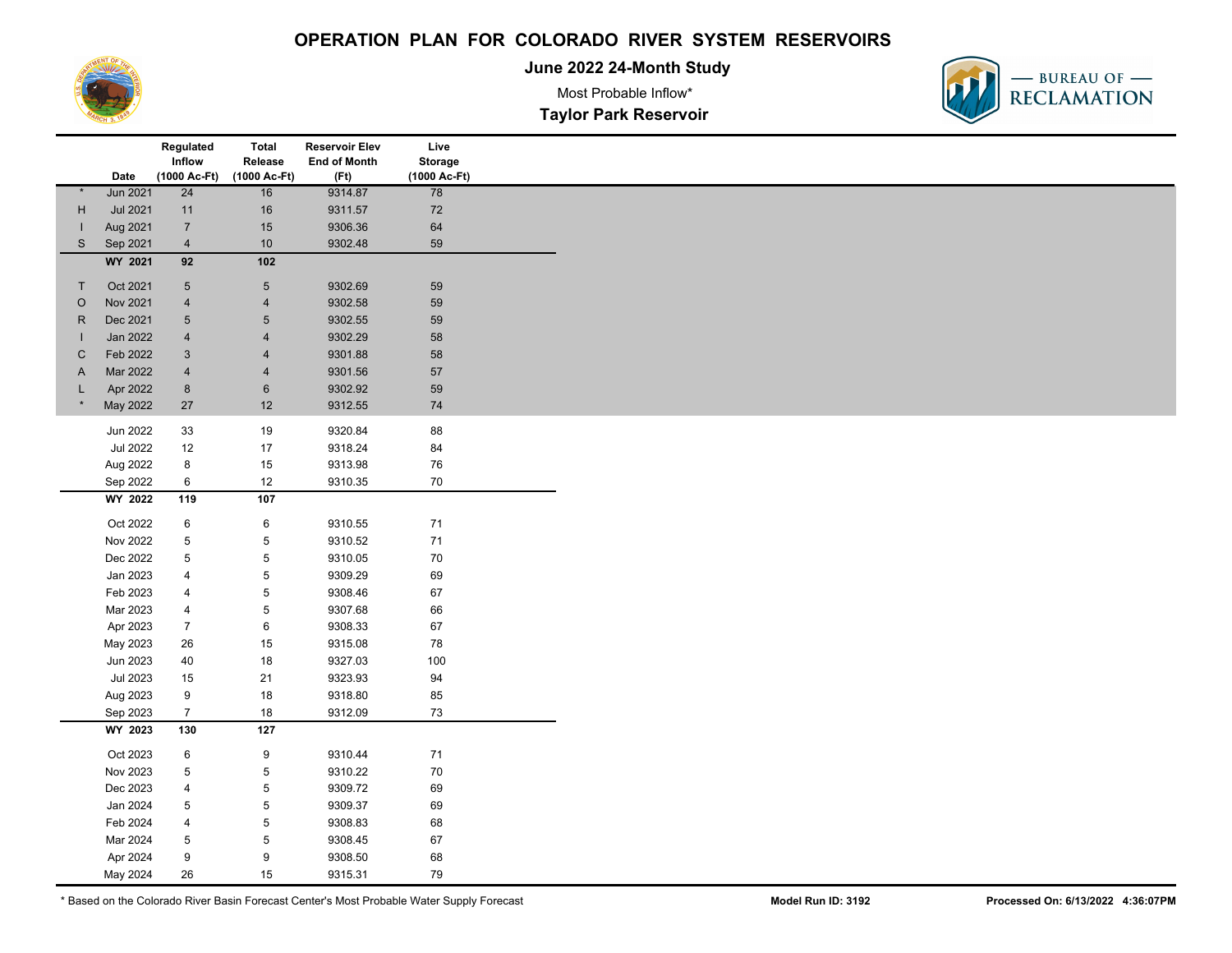# OPERATION PLAN FOR COLORADO RIVER SYSTEM RESERVOIRS

## June 2022 24-Month Study

Most Probable Inflow*

### Taylor Park Reservoir

| | Date | Regulated Inflow (1000 Ac-Ft) | Total Release (1000 Ac-Ft) | Reservoir Elev End of Month (Ft) | Live Storage (1000 Ac-Ft) |
|---|---|---|---|---|---|
| * | Jun 2021 | 24 | 16 | 9314.87 | 78 |
| H | Jul 2021 | 11 | 16 | 9311.57 | 72 |
| I | Aug 2021 | 7 | 15 | 9306.36 | 64 |
| S | Sep 2021 | 4 | 10 | 9302.48 | 59 |
| | **WY 2021** | **92** | **102** | | |
| T | Oct 2021 | 5 | 5 | 9302.69 | 59 |
| O | Nov 2021 | 4 | 4 | 9302.58 | 59 |
| R | Dec 2021 | 5 | 5 | 9302.55 | 59 |
| I | Jan 2022 | 4 | 4 | 9302.29 | 58 |
| C | Feb 2022 | 3 | 4 | 9301.88 | 58 |
| A | Mar 2022 | 4 | 4 | 9301.56 | 57 |
| L | Apr 2022 | 8 | 6 | 9302.92 | 59 |
| * | May 2022 | 27 | 12 | 9312.55 | 74 |
| | Jun 2022 | 33 | 19 | 9320.84 | 88 |
| | Jul 2022 | 12 | 17 | 9318.24 | 84 |
| | Aug 2022 | 8 | 15 | 9313.98 | 76 |
| | Sep 2022 | 6 | 12 | 9310.35 | 70 |
| | **WY 2022** | **119** | **107** | | |
| | Oct 2022 | 6 | 6 | 9310.55 | 71 |
| | Nov 2022 | 5 | 5 | 9310.52 | 71 |
| | Dec 2022 | 5 | 5 | 9310.05 | 70 |
| | Jan 2023 | 4 | 5 | 9309.29 | 69 |
| | Feb 2023 | 4 | 5 | 9308.46 | 67 |
| | Mar 2023 | 4 | 5 | 9307.68 | 66 |
| | Apr 2023 | 7 | 6 | 9308.33 | 67 |
| | May 2023 | 26 | 15 | 9315.08 | 78 |
| | Jun 2023 | 40 | 18 | 9327.03 | 100 |
| | Jul 2023 | 15 | 21 | 9323.93 | 94 |
| | Aug 2023 | 9 | 18 | 9318.80 | 85 |
| | Sep 2023 | 7 | 18 | 9312.09 | 73 |
| | **WY 2023** | **130** | **127** | | |
| | Oct 2023 | 6 | 9 | 9310.44 | 71 |
| | Nov 2023 | 5 | 5 | 9310.22 | 70 |
| | Dec 2023 | 4 | 5 | 9309.72 | 69 |
| | Jan 2024 | 5 | 5 | 9309.37 | 69 |
| | Feb 2024 | 4 | 5 | 9308.83 | 68 |
| | Mar 2024 | 5 | 5 | 9308.45 | 67 |
| | Apr 2024 | 9 | 9 | 9308.50 | 68 |
| | May 2024 | 26 | 15 | 9315.31 | 79 |

\* Based on the Colorado River Basin Forecast Center's Most Probable Water Supply Forecast

**Model Run ID: 3192**

**Processed On: 6/13/2022 4:36:07PM**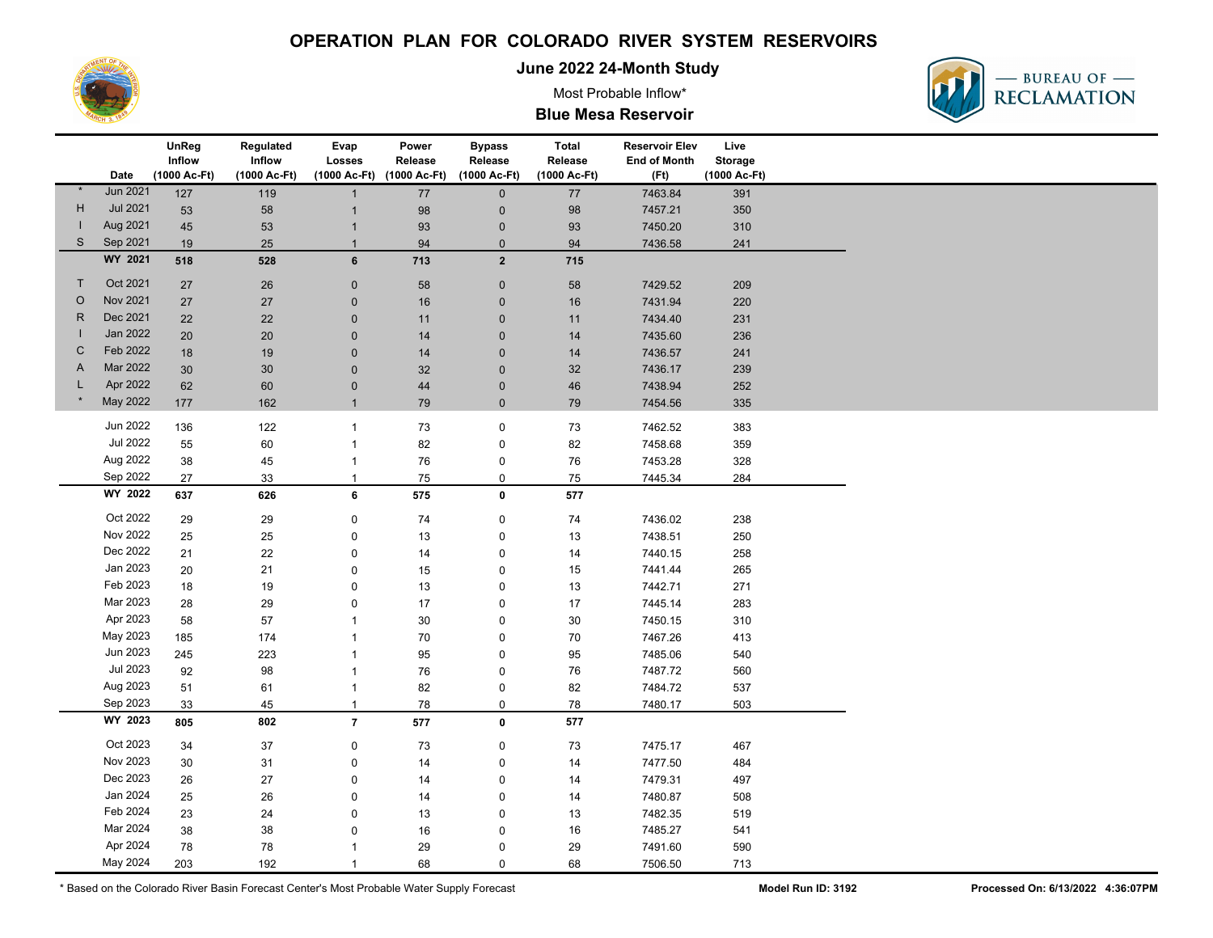# OPERATION PLAN FOR COLORADO RIVER SYSTEM RESERVOIRS

## June 2022 24-Month Study

Most Probable Inflow*

### Blue Mesa Reservoir

| | Date | UnReg Inflow (1000 Ac-Ft) | Regulated Inflow (1000 Ac-Ft) | Evap Losses (1000 Ac-Ft) | Power Release (1000 Ac-Ft) | Bypass Release (1000 Ac-Ft) | Total Release (1000 Ac-Ft) | Reservoir Elev End of Month (Ft) | Live Storage (1000 Ac-Ft) |
|---|---|---|---|---|---|---|---|---|---|
| * | Jun 2021 | 127 | 119 | 1 | 77 | 0 | 77 | 7463.84 | 391 |
| H | Jul 2021 | 53 | 58 | 1 | 98 | 0 | 98 | 7457.21 | 350 |
| I | Aug 2021 | 45 | 53 | 1 | 93 | 0 | 93 | 7450.20 | 310 |
| S | Sep 2021 | 19 | 25 | 1 | 94 | 0 | 94 | 7436.58 | 241 |
| | **WY 2021** | **518** | **528** | **6** | **713** | **2** | **715** | | |
| T | Oct 2021 | 27 | 26 | 0 | 58 | 0 | 58 | 7429.52 | 209 |
| O | Nov 2021 | 27 | 27 | 0 | 16 | 0 | 16 | 7431.94 | 220 |
| R | Dec 2021 | 22 | 22 | 0 | 11 | 0 | 11 | 7434.40 | 231 |
| I | Jan 2022 | 20 | 20 | 0 | 14 | 0 | 14 | 7435.60 | 236 |
| C | Feb 2022 | 18 | 19 | 0 | 14 | 0 | 14 | 7436.57 | 241 |
| A | Mar 2022 | 30 | 30 | 0 | 32 | 0 | 32 | 7436.17 | 239 |
| L | Apr 2022 | 62 | 60 | 0 | 44 | 0 | 46 | 7438.94 | 252 |
| * | May 2022 | 177 | 162 | 1 | 79 | 0 | 79 | 7454.56 | 335 |
| | Jun 2022 | 136 | 122 | 1 | 73 | 0 | 73 | 7462.52 | 383 |
| | Jul 2022 | 55 | 60 | 1 | 82 | 0 | 82 | 7458.68 | 359 |
| | Aug 2022 | 38 | 45 | 1 | 76 | 0 | 76 | 7453.28 | 328 |
| | Sep 2022 | 27 | 33 | 1 | 75 | 0 | 75 | 7445.34 | 284 |
| | **WY 2022** | **637** | **626** | **6** | **575** | **0** | **577** | | |
| | Oct 2022 | 29 | 29 | 0 | 74 | 0 | 74 | 7436.02 | 238 |
| | Nov 2022 | 25 | 25 | 0 | 13 | 0 | 13 | 7438.51 | 250 |
| | Dec 2022 | 21 | 22 | 0 | 14 | 0 | 14 | 7440.15 | 258 |
| | Jan 2023 | 20 | 21 | 0 | 15 | 0 | 15 | 7441.44 | 265 |
| | Feb 2023 | 18 | 19 | 0 | 13 | 0 | 13 | 7442.71 | 271 |
| | Mar 2023 | 28 | 29 | 0 | 17 | 0 | 17 | 7445.14 | 283 |
| | Apr 2023 | 58 | 57 | 1 | 30 | 0 | 30 | 7450.15 | 310 |
| | May 2023 | 185 | 174 | 1 | 70 | 0 | 70 | 7467.26 | 413 |
| | Jun 2023 | 245 | 223 | 1 | 95 | 0 | 95 | 7485.06 | 540 |
| | Jul 2023 | 92 | 98 | 1 | 76 | 0 | 76 | 7487.72 | 560 |
| | Aug 2023 | 51 | 61 | 1 | 82 | 0 | 82 | 7484.72 | 537 |
| | Sep 2023 | 33 | 45 | 1 | 78 | 0 | 78 | 7480.17 | 503 |
| | **WY 2023** | **805** | **802** | **7** | **577** | **0** | **577** | | |
| | Oct 2023 | 34 | 37 | 0 | 73 | 0 | 73 | 7475.17 | 467 |
| | Nov 2023 | 30 | 31 | 0 | 14 | 0 | 14 | 7477.50 | 484 |
| | Dec 2023 | 26 | 27 | 0 | 14 | 0 | 14 | 7479.31 | 497 |
| | Jan 2024 | 25 | 26 | 0 | 14 | 0 | 14 | 7480.87 | 508 |
| | Feb 2024 | 23 | 24 | 0 | 13 | 0 | 13 | 7482.35 | 519 |
| | Mar 2024 | 38 | 38 | 0 | 16 | 0 | 16 | 7485.27 | 541 |
| | Apr 2024 | 78 | 78 | 1 | 29 | 0 | 29 | 7491.60 | 590 |
| | May 2024 | 203 | 192 | 1 | 68 | 0 | 68 | 7506.50 | 713 |

\* Based on the Colorado River Basin Forecast Center's Most Probable Water Supply Forecast

**Model Run ID: 3192**

**Processed On: 6/13/2022 4:36:07PM**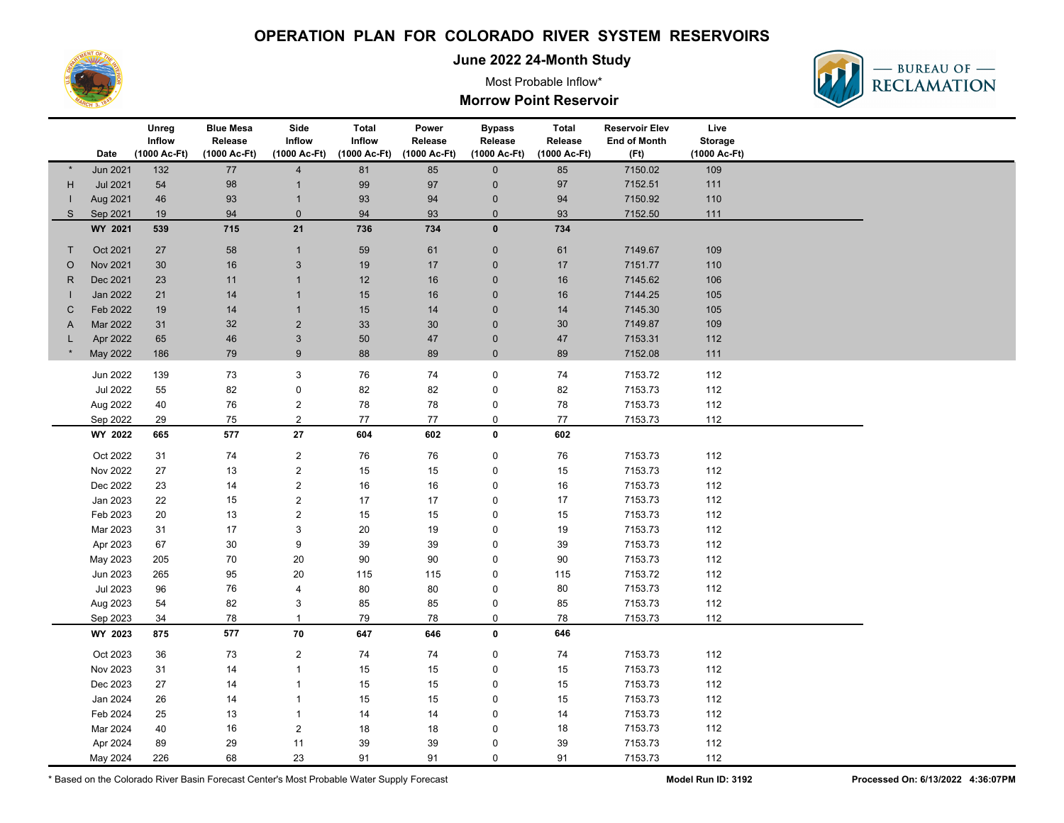# OPERATION PLAN FOR COLORADO RIVER SYSTEM RESERVOIRS

## June 2022 24-Month Study

Most Probable Inflow*

## Morrow Point Reservoir

| | Date | Unreg Inflow (1000 Ac-Ft) | Blue Mesa Release (1000 Ac-Ft) | Side Inflow (1000 Ac-Ft) | Total Inflow (1000 Ac-Ft) | Power Release (1000 Ac-Ft) | Bypass Release (1000 Ac-Ft) | Total Release (1000 Ac-Ft) | Reservoir Elev End of Month (Ft) | Live Storage (1000 Ac-Ft) |
|---|---|---|---|---|---|---|---|---|---|---|
| * | Jun 2021 | 132 | 77 | 4 | 81 | 85 | 0 | 85 | 7150.02 | 109 |
| H | Jul 2021 | 54 | 98 | 1 | 99 | 97 | 0 | 97 | 7152.51 | 111 |
| I | Aug 2021 | 46 | 93 | 1 | 93 | 94 | 0 | 94 | 7150.92 | 110 |
| S | Sep 2021 | 19 | 94 | 0 | 94 | 93 | 0 | 93 | 7152.50 | 111 |
| | **WY 2021** | **539** | **715** | **21** | **736** | **734** | **0** | **734** | | |
| T | Oct 2021 | 27 | 58 | 1 | 59 | 61 | 0 | 61 | 7149.67 | 109 |
| O | Nov 2021 | 30 | 16 | 3 | 19 | 17 | 0 | 17 | 7151.77 | 110 |
| R | Dec 2021 | 23 | 11 | 1 | 12 | 16 | 0 | 16 | 7145.62 | 106 |
| I | Jan 2022 | 21 | 14 | 1 | 15 | 16 | 0 | 16 | 7144.25 | 105 |
| C | Feb 2022 | 19 | 14 | 1 | 15 | 14 | 0 | 14 | 7145.30 | 105 |
| A | Mar 2022 | 31 | 32 | 2 | 33 | 30 | 0 | 30 | 7149.87 | 109 |
| L | Apr 2022 | 65 | 46 | 3 | 50 | 47 | 0 | 47 | 7153.31 | 112 |
| * | May 2022 | 186 | 79 | 9 | 88 | 89 | 0 | 89 | 7152.08 | 111 |
| | Jun 2022 | 139 | 73 | 3 | 76 | 74 | 0 | 74 | 7153.72 | 112 |
| | Jul 2022 | 55 | 82 | 0 | 82 | 82 | 0 | 82 | 7153.73 | 112 |
| | Aug 2022 | 40 | 76 | 2 | 78 | 78 | 0 | 78 | 7153.73 | 112 |
| | Sep 2022 | 29 | 75 | 2 | 77 | 77 | 0 | 77 | 7153.73 | 112 |
| | **WY 2022** | **665** | **577** | **27** | **604** | **602** | **0** | **602** | | |
| | Oct 2022 | 31 | 74 | 2 | 76 | 76 | 0 | 76 | 7153.73 | 112 |
| | Nov 2022 | 27 | 13 | 2 | 15 | 15 | 0 | 15 | 7153.73 | 112 |
| | Dec 2022 | 23 | 14 | 2 | 16 | 16 | 0 | 16 | 7153.73 | 112 |
| | Jan 2023 | 22 | 15 | 2 | 17 | 17 | 0 | 17 | 7153.73 | 112 |
| | Feb 2023 | 20 | 13 | 2 | 15 | 15 | 0 | 15 | 7153.73 | 112 |
| | Mar 2023 | 31 | 17 | 3 | 20 | 19 | 0 | 19 | 7153.73 | 112 |
| | Apr 2023 | 67 | 30 | 9 | 39 | 39 | 0 | 39 | 7153.73 | 112 |
| | May 2023 | 205 | 70 | 20 | 90 | 90 | 0 | 90 | 7153.73 | 112 |
| | Jun 2023 | 265 | 95 | 20 | 115 | 115 | 0 | 115 | 7153.72 | 112 |
| | Jul 2023 | 96 | 76 | 4 | 80 | 80 | 0 | 80 | 7153.73 | 112 |
| | Aug 2023 | 54 | 82 | 3 | 85 | 85 | 0 | 85 | 7153.73 | 112 |
| | Sep 2023 | 34 | 78 | 1 | 79 | 78 | 0 | 78 | 7153.73 | 112 |
| | **WY 2023** | **875** | **577** | **70** | **647** | **646** | **0** | **646** | | |
| | Oct 2023 | 36 | 73 | 2 | 74 | 74 | 0 | 74 | 7153.73 | 112 |
| | Nov 2023 | 31 | 14 | 1 | 15 | 15 | 0 | 15 | 7153.73 | 112 |
| | Dec 2023 | 27 | 14 | 1 | 15 | 15 | 0 | 15 | 7153.73 | 112 |
| | Jan 2024 | 26 | 14 | 1 | 15 | 15 | 0 | 15 | 7153.73 | 112 |
| | Feb 2024 | 25 | 13 | 1 | 14 | 14 | 0 | 14 | 7153.73 | 112 |
| | Mar 2024 | 40 | 16 | 2 | 18 | 18 | 0 | 18 | 7153.73 | 112 |
| | Apr 2024 | 89 | 29 | 11 | 39 | 39 | 0 | 39 | 7153.73 | 112 |
| | May 2024 | 226 | 68 | 23 | 91 | 91 | 0 | 91 | 7153.73 | 112 |

* Based on the Colorado River Basin Forecast Center's Most Probable Water Supply Forecast

Model Run ID: 3192

Processed On: 6/13/2022 4:36:07PM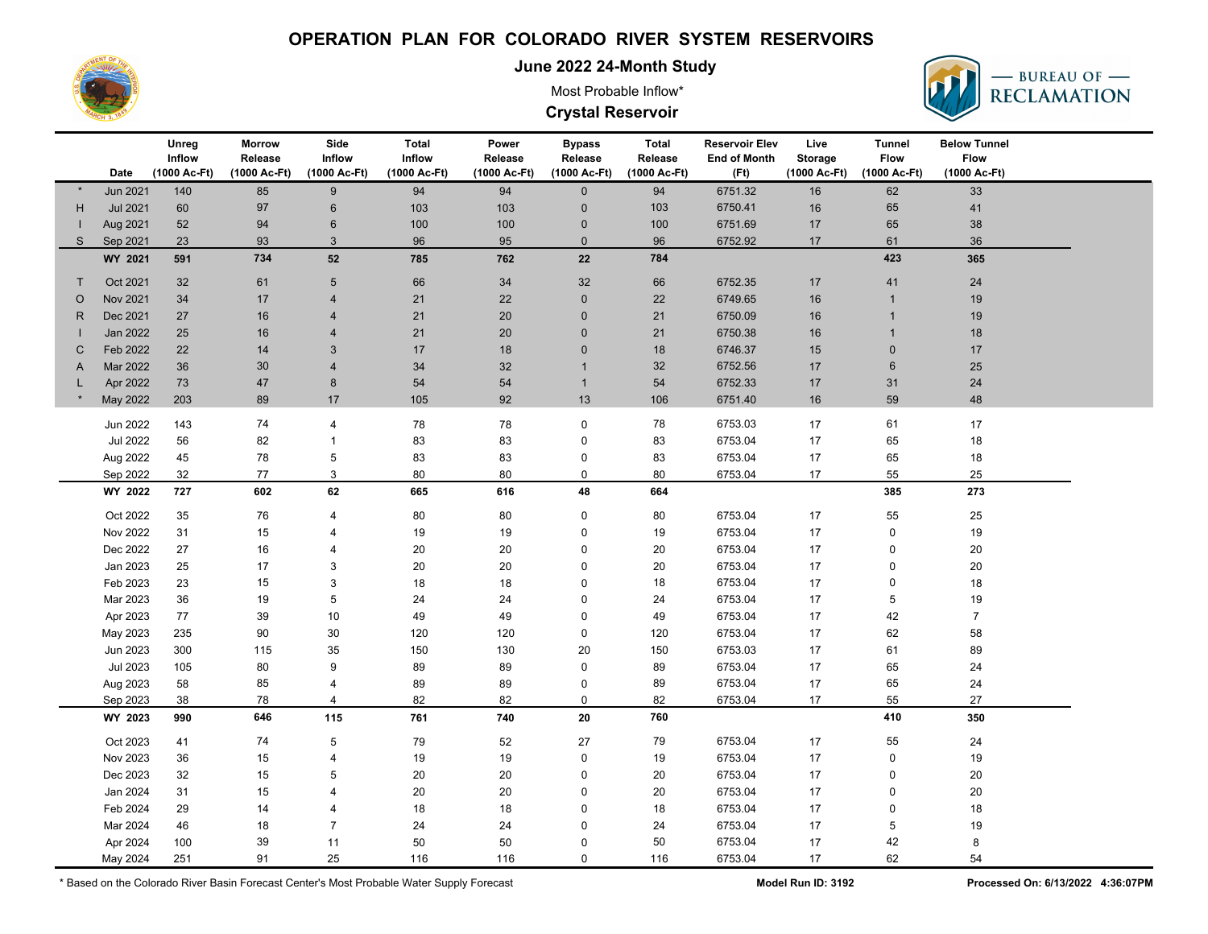# OPERATION PLAN FOR COLORADO RIVER SYSTEM RESERVOIRS

## June 2022 24-Month Study

Most Probable Inflow*

### Crystal Reservoir

| | Date | Unreg Inflow (1000 Ac-Ft) | Morrow Release (1000 Ac-Ft) | Side Inflow (1000 Ac-Ft) | Total Inflow (1000 Ac-Ft) | Power Release (1000 Ac-Ft) | Bypass Release (1000 Ac-Ft) | Total Release (1000 Ac-Ft) | Reservoir Elev End of Month (Ft) | Live Storage (1000 Ac-Ft) | Tunnel Flow (1000 Ac-Ft) | Below Tunnel Flow (1000 Ac-Ft) |
|---|---|---|---|---|---|---|---|---|---|---|---|---|
| * | Jun 2021 | 140 | 85 | 9 | 94 | 94 | 0 | 94 | 6751.32 | 16 | 62 | 33 |
| H | Jul 2021 | 60 | 97 | 6 | 103 | 103 | 0 | 103 | 6750.41 | 16 | 65 | 41 |
| I | Aug 2021 | 52 | 94 | 6 | 100 | 100 | 0 | 100 | 6751.69 | 17 | 65 | 38 |
| S | Sep 2021 | 23 | 93 | 3 | 96 | 95 | 0 | 96 | 6752.92 | 17 | 61 | 36 |
| | **WY 2021** | **591** | **734** | **52** | **785** | **762** | **22** | **784** | | | **423** | **365** |
| T | Oct 2021 | 32 | 61 | 5 | 66 | 34 | 32 | 66 | 6752.35 | 17 | 41 | 24 |
| O | Nov 2021 | 34 | 17 | 4 | 21 | 22 | 0 | 22 | 6749.65 | 16 | 1 | 19 |
| R | Dec 2021 | 27 | 16 | 4 | 21 | 20 | 0 | 21 | 6750.09 | 16 | 1 | 19 |
| I | Jan 2022 | 25 | 16 | 4 | 21 | 20 | 0 | 21 | 6750.38 | 16 | 1 | 18 |
| C | Feb 2022 | 22 | 14 | 3 | 17 | 18 | 0 | 18 | 6746.37 | 15 | 0 | 17 |
| A | Mar 2022 | 36 | 30 | 4 | 34 | 32 | 1 | 32 | 6752.56 | 17 | 6 | 25 |
| L | Apr 2022 | 73 | 47 | 8 | 54 | 54 | 1 | 54 | 6752.33 | 17 | 31 | 24 |
| * | May 2022 | 203 | 89 | 17 | 105 | 92 | 13 | 106 | 6751.40 | 16 | 59 | 48 |
| | Jun 2022 | 143 | 74 | 4 | 78 | 78 | 0 | 78 | 6753.03 | 17 | 61 | 17 |
| | Jul 2022 | 56 | 82 | 1 | 83 | 83 | 0 | 83 | 6753.04 | 17 | 65 | 18 |
| | Aug 2022 | 45 | 78 | 5 | 83 | 83 | 0 | 83 | 6753.04 | 17 | 65 | 18 |
| | Sep 2022 | 32 | 77 | 3 | 80 | 80 | 0 | 80 | 6753.04 | 17 | 55 | 25 |
| | **WY 2022** | **727** | **602** | **62** | **665** | **616** | **48** | **664** | | | **385** | **273** |
| | Oct 2022 | 35 | 76 | 4 | 80 | 80 | 0 | 80 | 6753.04 | 17 | 55 | 25 |
| | Nov 2022 | 31 | 15 | 4 | 19 | 19 | 0 | 19 | 6753.04 | 17 | 0 | 19 |
| | Dec 2022 | 27 | 16 | 4 | 20 | 20 | 0 | 20 | 6753.04 | 17 | 0 | 20 |
| | Jan 2023 | 25 | 17 | 3 | 20 | 20 | 0 | 20 | 6753.04 | 17 | 0 | 20 |
| | Feb 2023 | 23 | 15 | 3 | 18 | 18 | 0 | 18 | 6753.04 | 17 | 0 | 18 |
| | Mar 2023 | 36 | 19 | 5 | 24 | 24 | 0 | 24 | 6753.04 | 17 | 5 | 19 |
| | Apr 2023 | 77 | 39 | 10 | 49 | 49 | 0 | 49 | 6753.04 | 17 | 42 | 7 |
| | May 2023 | 235 | 90 | 30 | 120 | 120 | 0 | 120 | 6753.04 | 17 | 62 | 58 |
| | Jun 2023 | 300 | 115 | 35 | 150 | 130 | 20 | 150 | 6753.03 | 17 | 61 | 89 |
| | Jul 2023 | 105 | 80 | 9 | 89 | 89 | 0 | 89 | 6753.04 | 17 | 65 | 24 |
| | Aug 2023 | 58 | 85 | 4 | 89 | 89 | 0 | 89 | 6753.04 | 17 | 65 | 24 |
| | Sep 2023 | 38 | 78 | 4 | 82 | 82 | 0 | 82 | 6753.04 | 17 | 55 | 27 |
| | **WY 2023** | **990** | **646** | **115** | **761** | **740** | **20** | **760** | | | **410** | **350** |
| | Oct 2023 | 41 | 74 | 5 | 79 | 52 | 27 | 79 | 6753.04 | 17 | 55 | 24 |
| | Nov 2023 | 36 | 15 | 4 | 19 | 19 | 0 | 19 | 6753.04 | 17 | 0 | 19 |
| | Dec 2023 | 32 | 15 | 5 | 20 | 20 | 0 | 20 | 6753.04 | 17 | 0 | 20 |
| | Jan 2024 | 31 | 15 | 4 | 20 | 20 | 0 | 20 | 6753.04 | 17 | 0 | 20 |
| | Feb 2024 | 29 | 14 | 4 | 18 | 18 | 0 | 18 | 6753.04 | 17 | 0 | 18 |
| | Mar 2024 | 46 | 18 | 7 | 24 | 24 | 0 | 24 | 6753.04 | 17 | 5 | 19 |
| | Apr 2024 | 100 | 39 | 11 | 50 | 50 | 0 | 50 | 6753.04 | 17 | 42 | 8 |
| | May 2024 | 251 | 91 | 25 | 116 | 116 | 0 | 116 | 6753.04 | 17 | 62 | 54 |

* Based on the Colorado River Basin Forecast Center's Most Probable Water Supply Forecast

**Model Run ID: 3192**

**Processed On: 6/13/2022 4:36:07PM**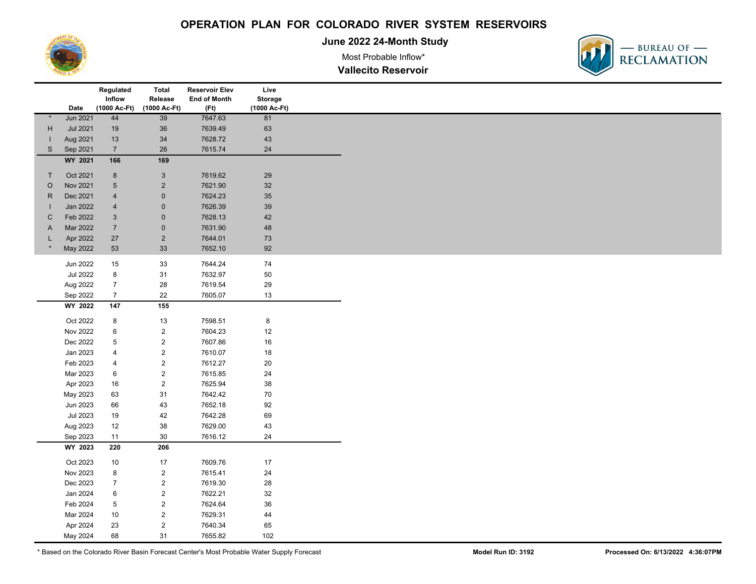# OPERATION PLAN FOR COLORADO RIVER SYSTEM RESERVOIRS

## June 2022 24-Month Study

Most Probable Inflow*

## Vallecito Reservoir

| | Date | Regulated Inflow (1000 Ac-Ft) | Total Release (1000 Ac-Ft) | Reservoir Elev End of Month (Ft) | Live Storage (1000 Ac-Ft) |
|---|---|---|---|---|---|
| * | Jun 2021 | 44 | 39 | 7647.63 | 81 |
| H | Jul 2021 | 19 | 36 | 7639.49 | 63 |
| I | Aug 2021 | 13 | 34 | 7628.72 | 43 |
| S | Sep 2021 | 7 | 26 | 7615.74 | 24 |
| | **WY 2021** | **166** | **169** | | |
| T | Oct 2021 | 8 | 3 | 7619.62 | 29 |
| O | Nov 2021 | 5 | 2 | 7621.90 | 32 |
| R | Dec 2021 | 4 | 0 | 7624.23 | 35 |
| I | Jan 2022 | 4 | 0 | 7626.39 | 39 |
| C | Feb 2022 | 3 | 0 | 7628.13 | 42 |
| A | Mar 2022 | 7 | 0 | 7631.90 | 48 |
| L | Apr 2022 | 27 | 2 | 7644.01 | 73 |
| * | May 2022 | 53 | 33 | 7652.10 | 92 |
| | Jun 2022 | 15 | 33 | 7644.24 | 74 |
| | Jul 2022 | 8 | 31 | 7632.97 | 50 |
| | Aug 2022 | 7 | 28 | 7619.54 | 29 |
| | Sep 2022 | 7 | 22 | 7605.07 | 13 |
| | **WY 2022** | **147** | **155** | | |
| | Oct 2022 | 8 | 13 | 7598.51 | 8 |
| | Nov 2022 | 6 | 2 | 7604.23 | 12 |
| | Dec 2022 | 5 | 2 | 7607.86 | 16 |
| | Jan 2023 | 4 | 2 | 7610.07 | 18 |
| | Feb 2023 | 4 | 2 | 7612.27 | 20 |
| | Mar 2023 | 6 | 2 | 7615.85 | 24 |
| | Apr 2023 | 16 | 2 | 7625.94 | 38 |
| | May 2023 | 63 | 31 | 7642.42 | 70 |
| | Jun 2023 | 66 | 43 | 7652.18 | 92 |
| | Jul 2023 | 19 | 42 | 7642.28 | 69 |
| | Aug 2023 | 12 | 38 | 7629.00 | 43 |
| | Sep 2023 | 11 | 30 | 7616.12 | 24 |
| | **WY 2023** | **220** | **206** | | |
| | Oct 2023 | 10 | 17 | 7609.76 | 17 |
| | Nov 2023 | 8 | 2 | 7615.41 | 24 |
| | Dec 2023 | 7 | 2 | 7619.30 | 28 |
| | Jan 2024 | 6 | 2 | 7622.21 | 32 |
| | Feb 2024 | 5 | 2 | 7624.64 | 36 |
| | Mar 2024 | 10 | 2 | 7629.31 | 44 |
| | Apr 2024 | 23 | 2 | 7640.34 | 65 |
| | May 2024 | 68 | 31 | 7655.82 | 102 |

* Based on the Colorado River Basin Forecast Center's Most Probable Water Supply Forecast

**Model Run ID: 3192**

**Processed On: 6/13/2022 4:36:07PM**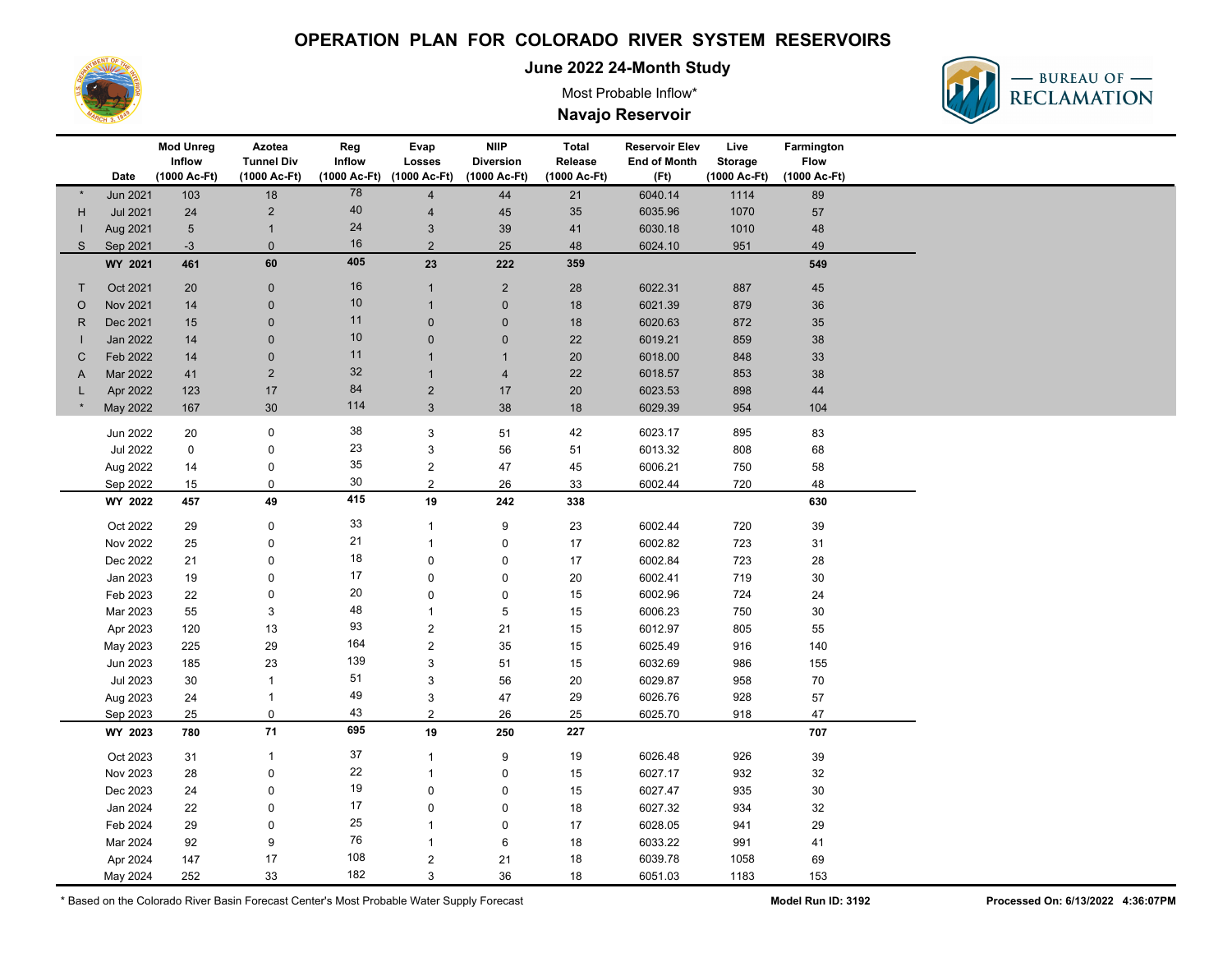# OPERATION PLAN FOR COLORADO RIVER SYSTEM RESERVOIRS

## June 2022 24-Month Study

Most Probable Inflow*

### Navajo Reservoir

| | Date | Mod Unreg Inflow (1000 Ac-Ft) | Azotea Tunnel Div (1000 Ac-Ft) | Reg Inflow (1000 Ac-Ft) | Evap Losses (1000 Ac-Ft) | NIIP Diversion (1000 Ac-Ft) | Total Release (1000 Ac-Ft) | Reservoir Elev End of Month (Ft) | Live Storage (1000 Ac-Ft) | Farmington Flow (1000 Ac-Ft) |
|---|---|---|---|---|---|---|---|---|---|---|
| * | Jun 2021 | 103 | 18 | 78 | 4 | 44 | 21 | 6040.14 | 1114 | 89 |
| H | Jul 2021 | 24 | 2 | 40 | 4 | 45 | 35 | 6035.96 | 1070 | 57 |
| I | Aug 2021 | 5 | 1 | 24 | 3 | 39 | 41 | 6030.18 | 1010 | 48 |
| S | Sep 2021 | -3 | 0 | 16 | 2 | 25 | 48 | 6024.10 | 951 | 49 |
| | **WY 2021** | **461** | **60** | **405** | **23** | **222** | **359** | | | **549** |
| T | Oct 2021 | 20 | 0 | 16 | 1 | 2 | 28 | 6022.31 | 887 | 45 |
| O | Nov 2021 | 14 | 0 | 10 | 1 | 0 | 18 | 6021.39 | 879 | 36 |
| R | Dec 2021 | 15 | 0 | 11 | 0 | 0 | 18 | 6020.63 | 872 | 35 |
| I | Jan 2022 | 14 | 0 | 10 | 0 | 0 | 22 | 6019.21 | 859 | 38 |
| C | Feb 2022 | 14 | 0 | 11 | 1 | 1 | 20 | 6018.00 | 848 | 33 |
| A | Mar 2022 | 41 | 2 | 32 | 1 | 4 | 22 | 6018.57 | 853 | 38 |
| L | Apr 2022 | 123 | 17 | 84 | 2 | 17 | 20 | 6023.53 | 898 | 44 |
| * | May 2022 | 167 | 30 | 114 | 3 | 38 | 18 | 6029.39 | 954 | 104 |
| | Jun 2022 | 20 | 0 | 38 | 3 | 51 | 42 | 6023.17 | 895 | 83 |
| | Jul 2022 | 0 | 0 | 23 | 3 | 56 | 51 | 6013.32 | 808 | 68 |
| | Aug 2022 | 14 | 0 | 35 | 2 | 47 | 45 | 6006.21 | 750 | 58 |
| | Sep 2022 | 15 | 0 | 30 | 2 | 26 | 33 | 6002.44 | 720 | 48 |
| | **WY 2022** | **457** | **49** | **415** | **19** | **242** | **338** | | | **630** |
| | Oct 2022 | 29 | 0 | 33 | 1 | 9 | 23 | 6002.44 | 720 | 39 |
| | Nov 2022 | 25 | 0 | 21 | 1 | 0 | 17 | 6002.82 | 723 | 31 |
| | Dec 2022 | 21 | 0 | 18 | 0 | 0 | 17 | 6002.84 | 723 | 28 |
| | Jan 2023 | 19 | 0 | 17 | 0 | 0 | 20 | 6002.41 | 719 | 30 |
| | Feb 2023 | 22 | 0 | 20 | 0 | 0 | 15 | 6002.96 | 724 | 24 |
| | Mar 2023 | 55 | 3 | 48 | 1 | 5 | 15 | 6006.23 | 750 | 30 |
| | Apr 2023 | 120 | 13 | 93 | 2 | 21 | 15 | 6012.97 | 805 | 55 |
| | May 2023 | 225 | 29 | 164 | 2 | 35 | 15 | 6025.49 | 916 | 140 |
| | Jun 2023 | 185 | 23 | 139 | 3 | 51 | 15 | 6032.69 | 986 | 155 |
| | Jul 2023 | 30 | 1 | 51 | 3 | 56 | 20 | 6029.87 | 958 | 70 |
| | Aug 2023 | 24 | 1 | 49 | 3 | 47 | 29 | 6026.76 | 928 | 57 |
| | Sep 2023 | 25 | 0 | 43 | 2 | 26 | 25 | 6025.70 | 918 | 47 |
| | **WY 2023** | **780** | **71** | **695** | **19** | **250** | **227** | | | **707** |
| | Oct 2023 | 31 | 1 | 37 | 1 | 9 | 19 | 6026.48 | 926 | 39 |
| | Nov 2023 | 28 | 0 | 22 | 1 | 0 | 15 | 6027.17 | 932 | 32 |
| | Dec 2023 | 24 | 0 | 19 | 0 | 0 | 15 | 6027.47 | 935 | 30 |
| | Jan 2024 | 22 | 0 | 17 | 0 | 0 | 18 | 6027.32 | 934 | 32 |
| | Feb 2024 | 29 | 0 | 25 | 1 | 0 | 17 | 6028.05 | 941 | 29 |
| | Mar 2024 | 92 | 9 | 76 | 1 | 6 | 18 | 6033.22 | 991 | 41 |
| | Apr 2024 | 147 | 17 | 108 | 2 | 21 | 18 | 6039.78 | 1058 | 69 |
| | May 2024 | 252 | 33 | 182 | 3 | 36 | 18 | 6051.03 | 1183 | 153 |

* Based on the Colorado River Basin Forecast Center's Most Probable Water Supply Forecast

**Model Run ID: 3192**

**Processed On: 6/13/2022 4:36:07PM**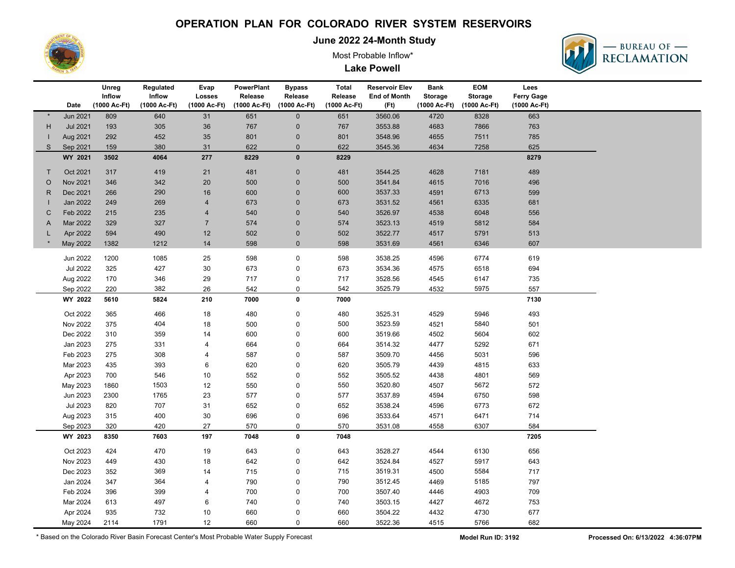# OPERATION PLAN FOR COLORADO RIVER SYSTEM RESERVOIRS

## June 2022 24-Month Study

Most Probable Inflow*

### Lake Powell

| | Date | Unreg Inflow (1000 Ac-Ft) | Regulated Inflow (1000 Ac-Ft) | Evap Losses (1000 Ac-Ft) | PowerPlant Release (1000 Ac-Ft) | Bypass Release (1000 Ac-Ft) | Total Release (1000 Ac-Ft) | Reservoir Elev End of Month (Ft) | Bank Storage (1000 Ac-Ft) | EOM Storage (1000 Ac-Ft) | Lees Ferry Gage (1000 Ac-Ft) |
|---|---|---|---|---|---|---|---|---|---|---|---|
| * | Jun 2021 | 809 | 640 | 31 | 651 | 0 | 651 | 3560.06 | 4720 | 8328 | 663 |
| H | Jul 2021 | 193 | 305 | 36 | 767 | 0 | 767 | 3553.88 | 4683 | 7866 | 763 |
| I | Aug 2021 | 292 | 452 | 35 | 801 | 0 | 801 | 3548.96 | 4655 | 7511 | 785 |
| S | Sep 2021 | 159 | 380 | 31 | 622 | 0 | 622 | 3545.36 | 4634 | 7258 | 625 |
| | **WY 2021** | **3502** | **4064** | **277** | **8229** | **0** | **8229** | | | | **8279** |
| T | Oct 2021 | 317 | 419 | 21 | 481 | 0 | 481 | 3544.25 | 4628 | 7181 | 489 |
| O | Nov 2021 | 346 | 342 | 20 | 500 | 0 | 500 | 3541.84 | 4615 | 7016 | 496 |
| R | Dec 2021 | 266 | 290 | 16 | 600 | 0 | 600 | 3537.33 | 4591 | 6713 | 599 |
| I | Jan 2022 | 249 | 269 | 4 | 673 | 0 | 673 | 3531.52 | 4561 | 6335 | 681 |
| C | Feb 2022 | 215 | 235 | 4 | 540 | 0 | 540 | 3526.97 | 4538 | 6048 | 556 |
| A | Mar 2022 | 329 | 327 | 7 | 574 | 0 | 574 | 3523.13 | 4519 | 5812 | 584 |
| L | Apr 2022 | 594 | 490 | 12 | 502 | 0 | 502 | 3522.77 | 4517 | 5791 | 513 |
| * | May 2022 | 1382 | 1212 | 14 | 598 | 0 | 598 | 3531.69 | 4561 | 6346 | 607 |
| | Jun 2022 | 1200 | 1085 | 25 | 598 | 0 | 598 | 3538.25 | 4596 | 6774 | 619 |
| | Jul 2022 | 325 | 427 | 30 | 673 | 0 | 673 | 3534.36 | 4575 | 6518 | 694 |
| | Aug 2022 | 170 | 346 | 29 | 717 | 0 | 717 | 3528.56 | 4545 | 6147 | 735 |
| | Sep 2022 | 220 | 382 | 26 | 542 | 0 | 542 | 3525.79 | 4532 | 5975 | 557 |
| | **WY 2022** | **5610** | **5824** | **210** | **7000** | **0** | **7000** | | | | **7130** |
| | Oct 2022 | 365 | 466 | 18 | 480 | 0 | 480 | 3525.31 | 4529 | 5946 | 493 |
| | Nov 2022 | 375 | 404 | 18 | 500 | 0 | 500 | 3523.59 | 4521 | 5840 | 501 |
| | Dec 2022 | 310 | 359 | 14 | 600 | 0 | 600 | 3519.66 | 4502 | 5604 | 602 |
| | Jan 2023 | 275 | 331 | 4 | 664 | 0 | 664 | 3514.32 | 4477 | 5292 | 671 |
| | Feb 2023 | 275 | 308 | 4 | 587 | 0 | 587 | 3509.70 | 4456 | 5031 | 596 |
| | Mar 2023 | 435 | 393 | 6 | 620 | 0 | 620 | 3505.79 | 4439 | 4815 | 633 |
| | Apr 2023 | 700 | 546 | 10 | 552 | 0 | 552 | 3505.52 | 4438 | 4801 | 569 |
| | May 2023 | 1860 | 1503 | 12 | 550 | 0 | 550 | 3520.80 | 4507 | 5672 | 572 |
| | Jun 2023 | 2300 | 1765 | 23 | 577 | 0 | 577 | 3537.89 | 4594 | 6750 | 598 |
| | Jul 2023 | 820 | 707 | 31 | 652 | 0 | 652 | 3538.24 | 4596 | 6773 | 672 |
| | Aug 2023 | 315 | 400 | 30 | 696 | 0 | 696 | 3533.64 | 4571 | 6471 | 714 |
| | Sep 2023 | 320 | 420 | 27 | 570 | 0 | 570 | 3531.08 | 4558 | 6307 | 584 |
| | **WY 2023** | **8350** | **7603** | **197** | **7048** | **0** | **7048** | | | | **7205** |
| | Oct 2023 | 424 | 470 | 19 | 643 | 0 | 643 | 3528.27 | 4544 | 6130 | 656 |
| | Nov 2023 | 449 | 430 | 18 | 642 | 0 | 642 | 3524.84 | 4527 | 5917 | 643 |
| | Dec 2023 | 352 | 369 | 14 | 715 | 0 | 715 | 3519.31 | 4500 | 5584 | 717 |
| | Jan 2024 | 347 | 364 | 4 | 790 | 0 | 790 | 3512.45 | 4469 | 5185 | 797 |
| | Feb 2024 | 396 | 399 | 4 | 700 | 0 | 700 | 3507.40 | 4446 | 4903 | 709 |
| | Mar 2024 | 613 | 497 | 6 | 740 | 0 | 740 | 3503.15 | 4427 | 4672 | 753 |
| | Apr 2024 | 935 | 732 | 10 | 660 | 0 | 660 | 3504.22 | 4432 | 4730 | 677 |
| | May 2024 | 2114 | 1791 | 12 | 660 | 0 | 660 | 3522.36 | 4515 | 5766 | 682 |

* Based on the Colorado River Basin Forecast Center's Most Probable Water Supply Forecast

**Model Run ID: 3192**

**Processed On: 6/13/2022 4:36:07PM**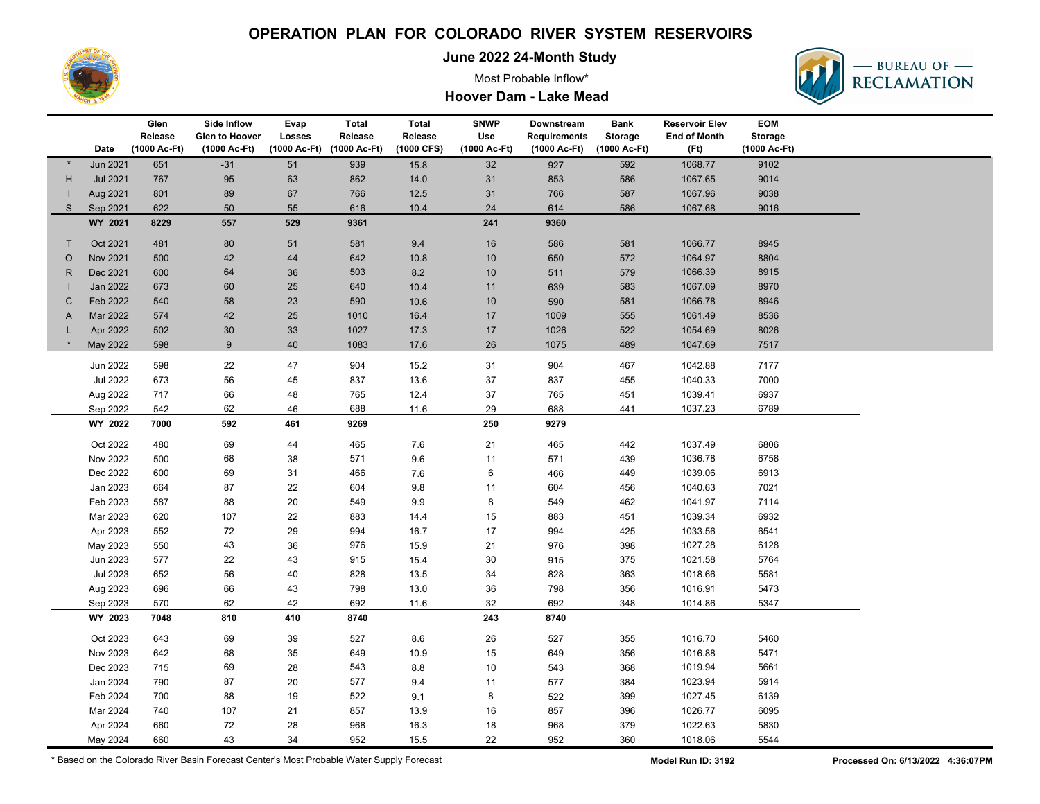# OPERATION PLAN FOR COLORADO RIVER SYSTEM RESERVOIRS

## June 2022 24-Month Study

Most Probable Inflow*

## Hoover Dam - Lake Mead

| | Date | Glen Release (1000 Ac-Ft) | Side Inflow Glen to Hoover (1000 Ac-Ft) | Evap Losses (1000 Ac-Ft) | Total Release (1000 Ac-Ft) | Total Release (1000 CFS) | SNWP Use (1000 Ac-Ft) | Downstream Requirements (1000 Ac-Ft) | Bank Storage (1000 Ac-Ft) | Reservoir Elev End of Month (Ft) | EOM Storage (1000 Ac-Ft) |
|---|---|---|---|---|---|---|---|---|---|---|---|
| * | Jun 2021 | 651 | -31 | 51 | 939 | 15.8 | 32 | 927 | 592 | 1068.77 | 9102 |
| H | Jul 2021 | 767 | 95 | 63 | 862 | 14.0 | 31 | 853 | 586 | 1067.65 | 9014 |
| I | Aug 2021 | 801 | 89 | 67 | 766 | 12.5 | 31 | 766 | 587 | 1067.96 | 9038 |
| S | Sep 2021 | 622 | 50 | 55 | 616 | 10.4 | 24 | 614 | 586 | 1067.68 | 9016 |
| | **WY 2021** | **8229** | **557** | **529** | **9361** | | **241** | **9360** | | | |
| T | Oct 2021 | 481 | 80 | 51 | 581 | 9.4 | 16 | 586 | 581 | 1066.77 | 8945 |
| O | Nov 2021 | 500 | 42 | 44 | 642 | 10.8 | 10 | 650 | 572 | 1064.97 | 8804 |
| R | Dec 2021 | 600 | 64 | 36 | 503 | 8.2 | 10 | 511 | 579 | 1066.39 | 8915 |
| I | Jan 2022 | 673 | 60 | 25 | 640 | 10.4 | 11 | 639 | 583 | 1067.09 | 8970 |
| C | Feb 2022 | 540 | 58 | 23 | 590 | 10.6 | 10 | 590 | 581 | 1066.78 | 8946 |
| A | Mar 2022 | 574 | 42 | 25 | 1010 | 16.4 | 17 | 1009 | 555 | 1061.49 | 8536 |
| L | Apr 2022 | 502 | 30 | 33 | 1027 | 17.3 | 17 | 1026 | 522 | 1054.69 | 8026 |
| * | May 2022 | 598 | 9 | 40 | 1083 | 17.6 | 26 | 1075 | 489 | 1047.69 | 7517 |
| | Jun 2022 | 598 | 22 | 47 | 904 | 15.2 | 31 | 904 | 467 | 1042.88 | 7177 |
| | Jul 2022 | 673 | 56 | 45 | 837 | 13.6 | 37 | 837 | 455 | 1040.33 | 7000 |
| | Aug 2022 | 717 | 66 | 48 | 765 | 12.4 | 37 | 765 | 451 | 1039.41 | 6937 |
| | Sep 2022 | 542 | 62 | 46 | 688 | 11.6 | 29 | 688 | 441 | 1037.23 | 6789 |
| | **WY 2022** | **7000** | **592** | **461** | **9269** | | **250** | **9279** | | | |
| | Oct 2022 | 480 | 69 | 44 | 465 | 7.6 | 21 | 465 | 442 | 1037.49 | 6806 |
| | Nov 2022 | 500 | 68 | 38 | 571 | 9.6 | 11 | 571 | 439 | 1036.78 | 6758 |
| | Dec 2022 | 600 | 69 | 31 | 466 | 7.6 | 6 | 466 | 449 | 1039.06 | 6913 |
| | Jan 2023 | 664 | 87 | 22 | 604 | 9.8 | 11 | 604 | 456 | 1040.63 | 7021 |
| | Feb 2023 | 587 | 88 | 20 | 549 | 9.9 | 8 | 549 | 462 | 1041.97 | 7114 |
| | Mar 2023 | 620 | 107 | 22 | 883 | 14.4 | 15 | 883 | 451 | 1039.34 | 6932 |
| | Apr 2023 | 552 | 72 | 29 | 994 | 16.7 | 17 | 994 | 425 | 1033.56 | 6541 |
| | May 2023 | 550 | 43 | 36 | 976 | 15.9 | 21 | 976 | 398 | 1027.28 | 6128 |
| | Jun 2023 | 577 | 22 | 43 | 915 | 15.4 | 30 | 915 | 375 | 1021.58 | 5764 |
| | Jul 2023 | 652 | 56 | 40 | 828 | 13.5 | 34 | 828 | 363 | 1018.66 | 5581 |
| | Aug 2023 | 696 | 66 | 43 | 798 | 13.0 | 36 | 798 | 356 | 1016.91 | 5473 |
| | Sep 2023 | 570 | 62 | 42 | 692 | 11.6 | 32 | 692 | 348 | 1014.86 | 5347 |
| | **WY 2023** | **7048** | **810** | **410** | **8740** | | **243** | **8740** | | | |
| | Oct 2023 | 643 | 69 | 39 | 527 | 8.6 | 26 | 527 | 355 | 1016.70 | 5460 |
| | Nov 2023 | 642 | 68 | 35 | 649 | 10.9 | 15 | 649 | 356 | 1016.88 | 5471 |
| | Dec 2023 | 715 | 69 | 28 | 543 | 8.8 | 10 | 543 | 368 | 1019.94 | 5661 |
| | Jan 2024 | 790 | 87 | 20 | 577 | 9.4 | 11 | 577 | 384 | 1023.94 | 5914 |
| | Feb 2024 | 700 | 88 | 19 | 522 | 9.1 | 8 | 522 | 399 | 1027.45 | 6139 |
| | Mar 2024 | 740 | 107 | 21 | 857 | 13.9 | 16 | 857 | 396 | 1026.77 | 6095 |
| | Apr 2024 | 660 | 72 | 28 | 968 | 16.3 | 18 | 968 | 379 | 1022.63 | 5830 |
| | May 2024 | 660 | 43 | 34 | 952 | 15.5 | 22 | 952 | 360 | 1018.06 | 5544 |

* Based on the Colorado River Basin Forecast Center's Most Probable Water Supply Forecast

**Model Run ID: 3192**

**Processed On: 6/13/2022 4:36:07PM**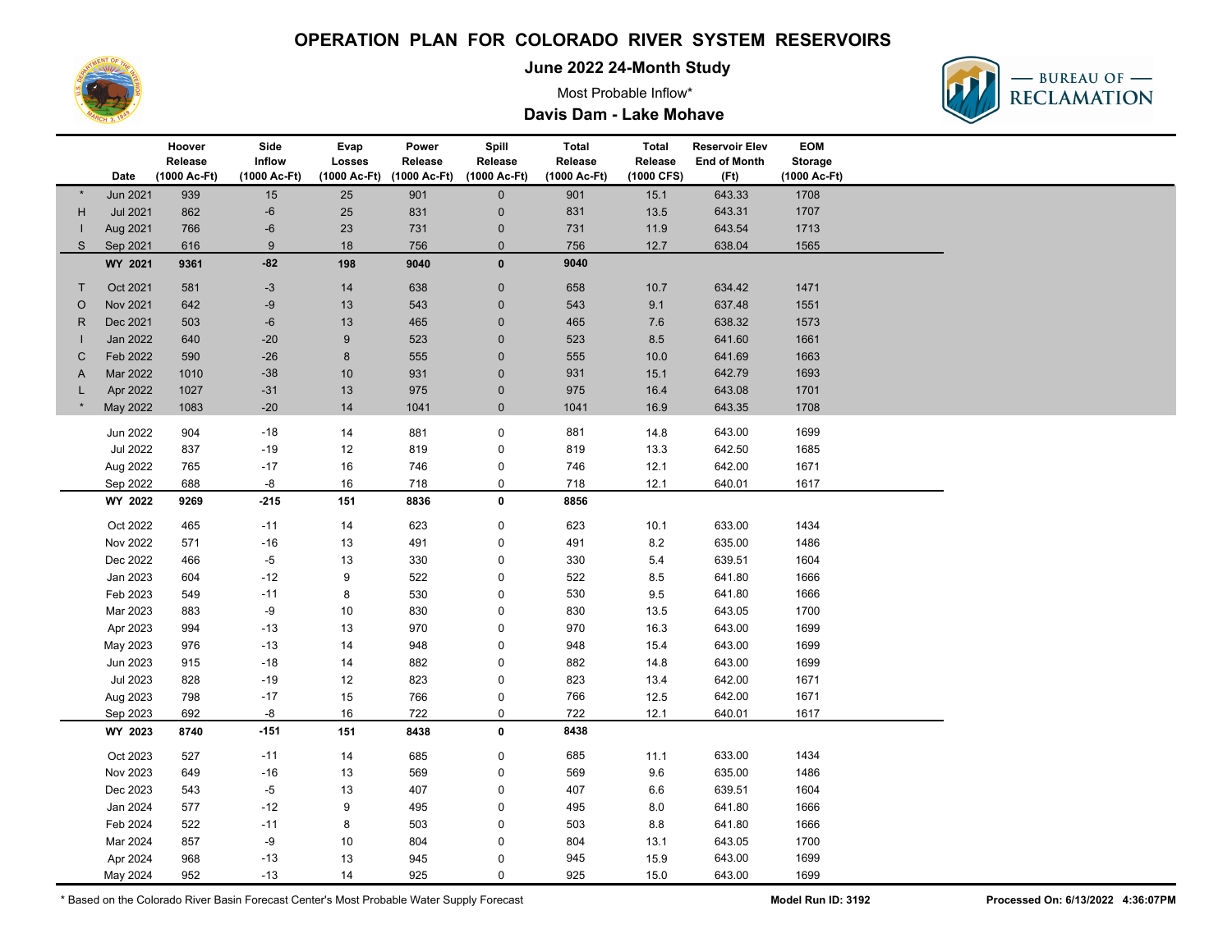# OPERATION PLAN FOR COLORADO RIVER SYSTEM RESERVOIRS

## June 2022 24-Month Study

Most Probable Inflow*

## Davis Dam - Lake Mohave

| | Date | Hoover Release (1000 Ac-Ft) | Side Inflow (1000 Ac-Ft) | Evap Losses (1000 Ac-Ft) | Power Release (1000 Ac-Ft) | Spill Release (1000 Ac-Ft) | Total Release (1000 Ac-Ft) | Total Release (1000 CFS) | Reservoir Elev End of Month (Ft) | EOM Storage (1000 Ac-Ft) |
|---|---|---|---|---|---|---|---|---|---|---|
| * | Jun 2021 | 939 | 15 | 25 | 901 | 0 | 901 | 15.1 | 643.33 | 1708 |
| H | Jul 2021 | 862 | -6 | 25 | 831 | 0 | 831 | 13.5 | 643.31 | 1707 |
| I | Aug 2021 | 766 | -6 | 23 | 731 | 0 | 731 | 11.9 | 643.54 | 1713 |
| S | Sep 2021 | 616 | 9 | 18 | 756 | 0 | 756 | 12.7 | 638.04 | 1565 |
| | **WY 2021** | **9361** | **-82** | **198** | **9040** | **0** | **9040** | | | |
| T | Oct 2021 | 581 | -3 | 14 | 638 | 0 | 658 | 10.7 | 634.42 | 1471 |
| O | Nov 2021 | 642 | -9 | 13 | 543 | 0 | 543 | 9.1 | 637.48 | 1551 |
| R | Dec 2021 | 503 | -6 | 13 | 465 | 0 | 465 | 7.6 | 638.32 | 1573 |
| I | Jan 2022 | 640 | -20 | 9 | 523 | 0 | 523 | 8.5 | 641.60 | 1661 |
| C | Feb 2022 | 590 | -26 | 8 | 555 | 0 | 555 | 10.0 | 641.69 | 1663 |
| A | Mar 2022 | 1010 | -38 | 10 | 931 | 0 | 931 | 15.1 | 642.79 | 1693 |
| L | Apr 2022 | 1027 | -31 | 13 | 975 | 0 | 975 | 16.4 | 643.08 | 1701 |
| * | May 2022 | 1083 | -20 | 14 | 1041 | 0 | 1041 | 16.9 | 643.35 | 1708 |
| | Jun 2022 | 904 | -18 | 14 | 881 | 0 | 881 | 14.8 | 643.00 | 1699 |
| | Jul 2022 | 837 | -19 | 12 | 819 | 0 | 819 | 13.3 | 642.50 | 1685 |
| | Aug 2022 | 765 | -17 | 16 | 746 | 0 | 746 | 12.1 | 642.00 | 1671 |
| | Sep 2022 | 688 | -8 | 16 | 718 | 0 | 718 | 12.1 | 640.01 | 1617 |
| | **WY 2022** | **9269** | **-215** | **151** | **8836** | **0** | **8856** | | | |
| | Oct 2022 | 465 | -11 | 14 | 623 | 0 | 623 | 10.1 | 633.00 | 1434 |
| | Nov 2022 | 571 | -16 | 13 | 491 | 0 | 491 | 8.2 | 635.00 | 1486 |
| | Dec 2022 | 466 | -5 | 13 | 330 | 0 | 330 | 5.4 | 639.51 | 1604 |
| | Jan 2023 | 604 | -12 | 9 | 522 | 0 | 522 | 8.5 | 641.80 | 1666 |
| | Feb 2023 | 549 | -11 | 8 | 530 | 0 | 530 | 9.5 | 641.80 | 1666 |
| | Mar 2023 | 883 | -9 | 10 | 830 | 0 | 830 | 13.5 | 643.05 | 1700 |
| | Apr 2023 | 994 | -13 | 13 | 970 | 0 | 970 | 16.3 | 643.00 | 1699 |
| | May 2023 | 976 | -13 | 14 | 948 | 0 | 948 | 15.4 | 643.00 | 1699 |
| | Jun 2023 | 915 | -18 | 14 | 882 | 0 | 882 | 14.8 | 643.00 | 1699 |
| | Jul 2023 | 828 | -19 | 12 | 823 | 0 | 823 | 13.4 | 642.00 | 1671 |
| | Aug 2023 | 798 | -17 | 15 | 766 | 0 | 766 | 12.5 | 642.00 | 1671 |
| | Sep 2023 | 692 | -8 | 16 | 722 | 0 | 722 | 12.1 | 640.01 | 1617 |
| | **WY 2023** | **8740** | **-151** | **151** | **8438** | **0** | **8438** | | | |
| | Oct 2023 | 527 | -11 | 14 | 685 | 0 | 685 | 11.1 | 633.00 | 1434 |
| | Nov 2023 | 649 | -16 | 13 | 569 | 0 | 569 | 9.6 | 635.00 | 1486 |
| | Dec 2023 | 543 | -5 | 13 | 407 | 0 | 407 | 6.6 | 639.51 | 1604 |
| | Jan 2024 | 577 | -12 | 9 | 495 | 0 | 495 | 8.0 | 641.80 | 1666 |
| | Feb 2024 | 522 | -11 | 8 | 503 | 0 | 503 | 8.8 | 641.80 | 1666 |
| | Mar 2024 | 857 | -9 | 10 | 804 | 0 | 804 | 13.1 | 643.05 | 1700 |
| | Apr 2024 | 968 | -13 | 13 | 945 | 0 | 945 | 15.9 | 643.00 | 1699 |
| | May 2024 | 952 | -13 | 14 | 925 | 0 | 925 | 15.0 | 643.00 | 1699 |

* Based on the Colorado River Basin Forecast Center's Most Probable Water Supply Forecast

**Model Run ID: 3192** **Processed On: 6/13/2022 4:36:07PM**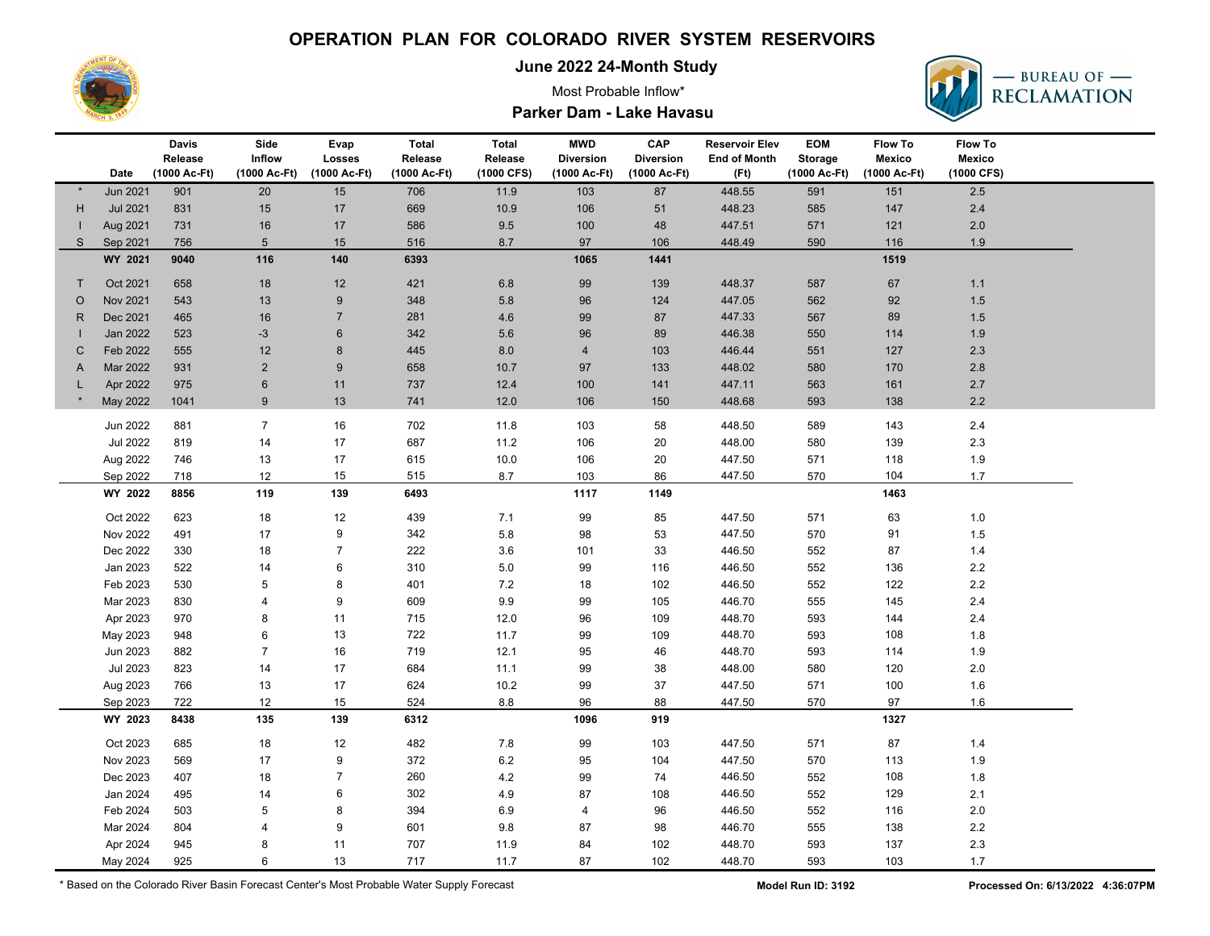# OPERATION PLAN FOR COLORADO RIVER SYSTEM RESERVOIRS

## June 2022 24-Month Study

Most Probable Inflow*

## Parker Dam - Lake Havasu

| | Date | Davis Release (1000 Ac-Ft) | Side Inflow (1000 Ac-Ft) | Evap Losses (1000 Ac-Ft) | Total Release (1000 Ac-Ft) | Total Release (1000 CFS) | MWD Diversion (1000 Ac-Ft) | CAP Diversion (1000 Ac-Ft) | Reservoir Elev End of Month (Ft) | EOM Storage (1000 Ac-Ft) | Flow To Mexico (1000 Ac-Ft) | Flow To Mexico (1000 CFS) |
|---|---|---|---|---|---|---|---|---|---|---|---|---|
| * | Jun 2021 | 901 | 20 | 15 | 706 | 11.9 | 103 | 87 | 448.55 | 591 | 151 | 2.5 |
| H | Jul 2021 | 831 | 15 | 17 | 669 | 10.9 | 106 | 51 | 448.23 | 585 | 147 | 2.4 |
| I | Aug 2021 | 731 | 16 | 17 | 586 | 9.5 | 100 | 48 | 447.51 | 571 | 121 | 2.0 |
| S | Sep 2021 | 756 | 5 | 15 | 516 | 8.7 | 97 | 106 | 448.49 | 590 | 116 | 1.9 |
| | **WY 2021** | **9040** | **116** | **140** | **6393** | | **1065** | **1441** | | | **1519** | |
| T | Oct 2021 | 658 | 18 | 12 | 421 | 6.8 | 99 | 139 | 448.37 | 587 | 67 | 1.1 |
| O | Nov 2021 | 543 | 13 | 9 | 348 | 5.8 | 96 | 124 | 447.05 | 562 | 92 | 1.5 |
| R | Dec 2021 | 465 | 16 | 7 | 281 | 4.6 | 99 | 87 | 447.33 | 567 | 89 | 1.5 |
| I | Jan 2022 | 523 | -3 | 6 | 342 | 5.6 | 96 | 89 | 446.38 | 550 | 114 | 1.9 |
| C | Feb 2022 | 555 | 12 | 8 | 445 | 8.0 | 4 | 103 | 446.44 | 551 | 127 | 2.3 |
| A | Mar 2022 | 931 | 2 | 9 | 658 | 10.7 | 97 | 133 | 448.02 | 580 | 170 | 2.8 |
| L | Apr 2022 | 975 | 6 | 11 | 737 | 12.4 | 100 | 141 | 447.11 | 563 | 161 | 2.7 |
| * | May 2022 | 1041 | 9 | 13 | 741 | 12.0 | 106 | 150 | 448.68 | 593 | 138 | 2.2 |
| | Jun 2022 | 881 | 7 | 16 | 702 | 11.8 | 103 | 58 | 448.50 | 589 | 143 | 2.4 |
| | Jul 2022 | 819 | 14 | 17 | 687 | 11.2 | 106 | 20 | 448.00 | 580 | 139 | 2.3 |
| | Aug 2022 | 746 | 13 | 17 | 615 | 10.0 | 106 | 20 | 447.50 | 571 | 118 | 1.9 |
| | Sep 2022 | 718 | 12 | 15 | 515 | 8.7 | 103 | 86 | 447.50 | 570 | 104 | 1.7 |
| | **WY 2022** | **8856** | **119** | **139** | **6493** | | **1117** | **1149** | | | **1463** | |
| | Oct 2022 | 623 | 18 | 12 | 439 | 7.1 | 99 | 85 | 447.50 | 571 | 63 | 1.0 |
| | Nov 2022 | 491 | 17 | 9 | 342 | 5.8 | 98 | 53 | 447.50 | 570 | 91 | 1.5 |
| | Dec 2022 | 330 | 18 | 7 | 222 | 3.6 | 101 | 33 | 446.50 | 552 | 87 | 1.4 |
| | Jan 2023 | 522 | 14 | 6 | 310 | 5.0 | 99 | 116 | 446.50 | 552 | 136 | 2.2 |
| | Feb 2023 | 530 | 5 | 8 | 401 | 7.2 | 18 | 102 | 446.50 | 552 | 122 | 2.2 |
| | Mar 2023 | 830 | 4 | 9 | 609 | 9.9 | 99 | 105 | 446.70 | 555 | 145 | 2.4 |
| | Apr 2023 | 970 | 8 | 11 | 715 | 12.0 | 96 | 109 | 448.70 | 593 | 144 | 2.4 |
| | May 2023 | 948 | 6 | 13 | 722 | 11.7 | 99 | 109 | 448.70 | 593 | 108 | 1.8 |
| | Jun 2023 | 882 | 7 | 16 | 719 | 12.1 | 95 | 46 | 448.70 | 593 | 114 | 1.9 |
| | Jul 2023 | 823 | 14 | 17 | 684 | 11.1 | 99 | 38 | 448.00 | 580 | 120 | 2.0 |
| | Aug 2023 | 766 | 13 | 17 | 624 | 10.2 | 99 | 37 | 447.50 | 571 | 100 | 1.6 |
| | Sep 2023 | 722 | 12 | 15 | 524 | 8.8 | 96 | 88 | 447.50 | 570 | 97 | 1.6 |
| | **WY 2023** | **8438** | **135** | **139** | **6312** | | **1096** | **919** | | | **1327** | |
| | Oct 2023 | 685 | 18 | 12 | 482 | 7.8 | 99 | 103 | 447.50 | 571 | 87 | 1.4 |
| | Nov 2023 | 569 | 17 | 9 | 372 | 6.2 | 95 | 104 | 447.50 | 570 | 113 | 1.9 |
| | Dec 2023 | 407 | 18 | 7 | 260 | 4.2 | 99 | 74 | 446.50 | 552 | 108 | 1.8 |
| | Jan 2024 | 495 | 14 | 6 | 302 | 4.9 | 87 | 108 | 446.50 | 552 | 129 | 2.1 |
| | Feb 2024 | 503 | 5 | 8 | 394 | 6.9 | 4 | 96 | 446.50 | 552 | 116 | 2.0 |
| | Mar 2024 | 804 | 4 | 9 | 601 | 9.8 | 87 | 98 | 446.70 | 555 | 138 | 2.2 |
| | Apr 2024 | 945 | 8 | 11 | 707 | 11.9 | 84 | 102 | 448.70 | 593 | 137 | 2.3 |
| | May 2024 | 925 | 6 | 13 | 717 | 11.7 | 87 | 102 | 448.70 | 593 | 103 | 1.7 |

* Based on the Colorado River Basin Forecast Center's Most Probable Water Supply Forecast

**Model Run ID: 3192**

**Processed On: 6/13/2022 4:36:07PM**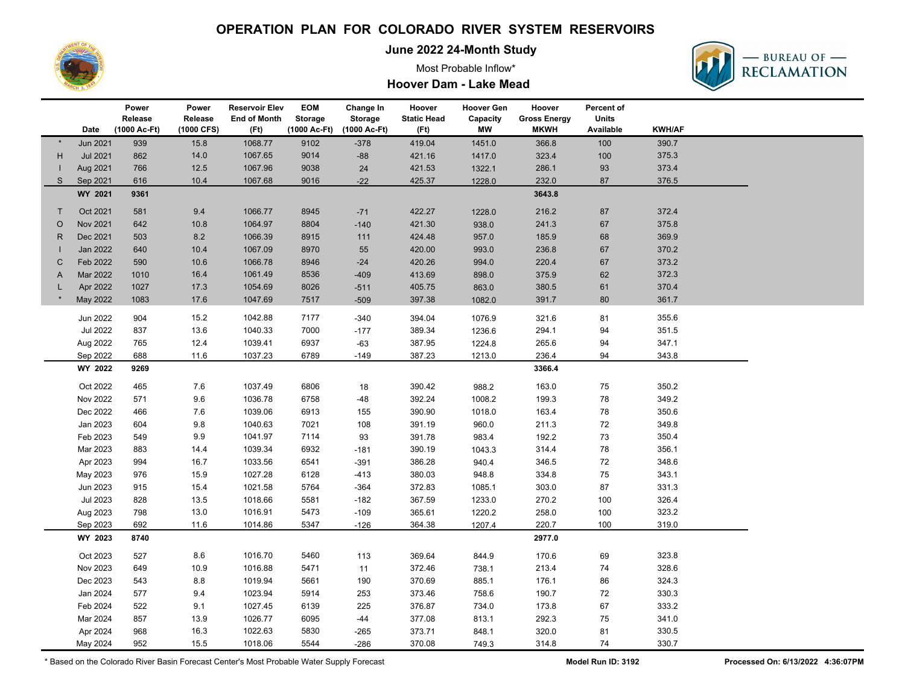# OPERATION PLAN FOR COLORADO RIVER SYSTEM RESERVOIRS

## June 2022 24-Month Study

Most Probable Inflow*

## Hoover Dam - Lake Mead

| | Date | Power Release (1000 Ac-Ft) | Power Release (1000 CFS) | Reservoir Elev End of Month (Ft) | EOM Storage (1000 Ac-Ft) | Change In Storage (1000 Ac-Ft) | Hoover Static Head (Ft) | Hoover Gen Capacity MW | Hoover Gross Energy MKWH | Percent of Units Available | KWH/AF |
|---|---|---|---|---|---|---|---|---|---|---|---|
| * | Jun 2021 | 939 | 15.8 | 1068.77 | 9102 | -378 | 419.04 | 1451.0 | 366.8 | 100 | 390.7 |
| H | Jul 2021 | 862 | 14.0 | 1067.65 | 9014 | -88 | 421.16 | 1417.0 | 323.4 | 100 | 375.3 |
| I | Aug 2021 | 766 | 12.5 | 1067.96 | 9038 | 24 | 421.53 | 1322.1 | 286.1 | 93 | 373.4 |
| S | Sep 2021 | 616 | 10.4 | 1067.68 | 9016 | -22 | 425.37 | 1228.0 | 232.0 | 87 | 376.5 |
| | **WY 2021** | **9361** | | | | | | | **3643.8** | | |
| T | Oct 2021 | 581 | 9.4 | 1066.77 | 8945 | -71 | 422.27 | 1228.0 | 216.2 | 87 | 372.4 |
| O | Nov 2021 | 642 | 10.8 | 1064.97 | 8804 | -140 | 421.30 | 938.0 | 241.3 | 67 | 375.8 |
| R | Dec 2021 | 503 | 8.2 | 1066.39 | 8915 | 111 | 424.48 | 957.0 | 185.9 | 68 | 369.9 |
| I | Jan 2022 | 640 | 10.4 | 1067.09 | 8970 | 55 | 420.00 | 993.0 | 236.8 | 67 | 370.2 |
| C | Feb 2022 | 590 | 10.6 | 1066.78 | 8946 | -24 | 420.26 | 994.0 | 220.4 | 67 | 373.2 |
| A | Mar 2022 | 1010 | 16.4 | 1061.49 | 8536 | -409 | 413.69 | 898.0 | 375.9 | 62 | 372.3 |
| L | Apr 2022 | 1027 | 17.3 | 1054.69 | 8026 | -511 | 405.75 | 863.0 | 380.5 | 61 | 370.4 |
| * | May 2022 | 1083 | 17.6 | 1047.69 | 7517 | -509 | 397.38 | 1082.0 | 391.7 | 80 | 361.7 |
| | Jun 2022 | 904 | 15.2 | 1042.88 | 7177 | -340 | 394.04 | 1076.9 | 321.6 | 81 | 355.6 |
| | Jul 2022 | 837 | 13.6 | 1040.33 | 7000 | -177 | 389.34 | 1236.6 | 294.1 | 94 | 351.5 |
| | Aug 2022 | 765 | 12.4 | 1039.41 | 6937 | -63 | 387.95 | 1224.8 | 265.6 | 94 | 347.1 |
| | Sep 2022 | 688 | 11.6 | 1037.23 | 6789 | -149 | 387.23 | 1213.0 | 236.4 | 94 | 343.8 |
| | **WY 2022** | **9269** | | | | | | | **3366.4** | | |
| | Oct 2022 | 465 | 7.6 | 1037.49 | 6806 | 18 | 390.42 | 988.2 | 163.0 | 75 | 350.2 |
| | Nov 2022 | 571 | 9.6 | 1036.78 | 6758 | -48 | 392.24 | 1008.2 | 199.3 | 78 | 349.2 |
| | Dec 2022 | 466 | 7.6 | 1039.06 | 6913 | 155 | 390.90 | 1018.0 | 163.4 | 78 | 350.6 |
| | Jan 2023 | 604 | 9.8 | 1040.63 | 7021 | 108 | 391.19 | 960.0 | 211.3 | 72 | 349.8 |
| | Feb 2023 | 549 | 9.9 | 1041.97 | 7114 | 93 | 391.78 | 983.4 | 192.2 | 73 | 350.4 |
| | Mar 2023 | 883 | 14.4 | 1039.34 | 6932 | -181 | 390.19 | 1043.3 | 314.4 | 78 | 356.1 |
| | Apr 2023 | 994 | 16.7 | 1033.56 | 6541 | -391 | 386.28 | 940.4 | 346.5 | 72 | 348.6 |
| | May 2023 | 976 | 15.9 | 1027.28 | 6128 | -413 | 380.03 | 948.8 | 334.8 | 75 | 343.1 |
| | Jun 2023 | 915 | 15.4 | 1021.58 | 5764 | -364 | 372.83 | 1085.1 | 303.0 | 87 | 331.3 |
| | Jul 2023 | 828 | 13.5 | 1018.66 | 5581 | -182 | 367.59 | 1233.0 | 270.2 | 100 | 326.4 |
| | Aug 2023 | 798 | 13.0 | 1016.91 | 5473 | -109 | 365.61 | 1220.2 | 258.0 | 100 | 323.2 |
| | Sep 2023 | 692 | 11.6 | 1014.86 | 5347 | -126 | 364.38 | 1207.4 | 220.7 | 100 | 319.0 |
| | **WY 2023** | **8740** | | | | | | | **2977.0** | | |
| | Oct 2023 | 527 | 8.6 | 1016.70 | 5460 | 113 | 369.64 | 844.9 | 170.6 | 69 | 323.8 |
| | Nov 2023 | 649 | 10.9 | 1016.88 | 5471 | 11 | 372.46 | 738.1 | 213.4 | 74 | 328.6 |
| | Dec 2023 | 543 | 8.8 | 1019.94 | 5661 | 190 | 370.69 | 885.1 | 176.1 | 86 | 324.3 |
| | Jan 2024 | 577 | 9.4 | 1023.94 | 5914 | 253 | 373.46 | 758.6 | 190.7 | 72 | 330.3 |
| | Feb 2024 | 522 | 9.1 | 1027.45 | 6139 | 225 | 376.87 | 734.0 | 173.8 | 67 | 333.2 |
| | Mar 2024 | 857 | 13.9 | 1026.77 | 6095 | -44 | 377.08 | 813.1 | 292.3 | 75 | 341.0 |
| | Apr 2024 | 968 | 16.3 | 1022.63 | 5830 | -265 | 373.71 | 848.1 | 320.0 | 81 | 330.5 |
| | May 2024 | 952 | 15.5 | 1018.06 | 5544 | -286 | 370.08 | 749.3 | 314.8 | 74 | 330.7 |

\* Based on the Colorado River Basin Forecast Center's Most Probable Water Supply Forecast

**Model Run ID: 3192**

**Processed On: 6/13/2022 4:36:07PM**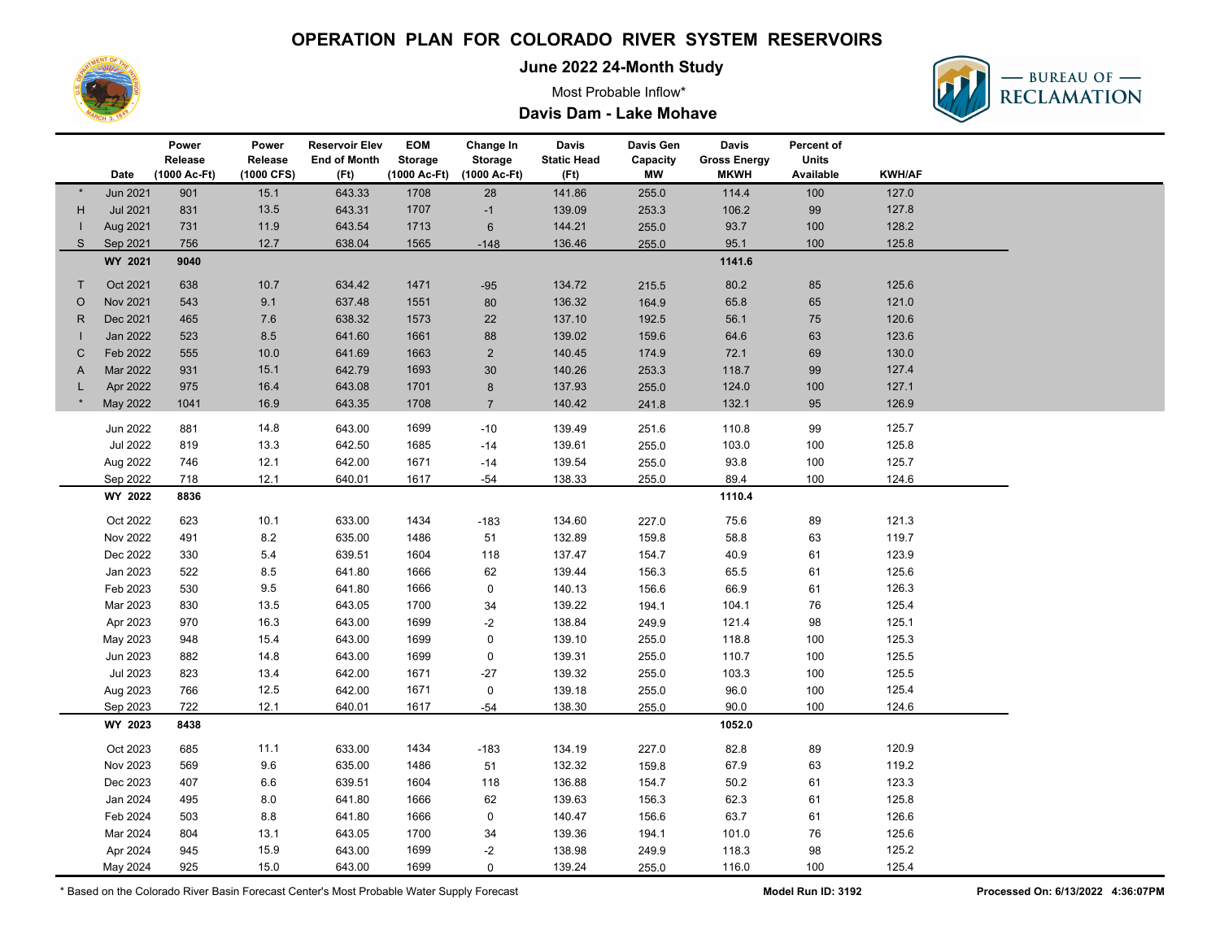# OPERATION PLAN FOR COLORADO RIVER SYSTEM RESERVOIRS

## June 2022 24-Month Study

Most Probable Inflow*

## Davis Dam - Lake Mohave

| | Date | Power Release (1000 Ac-Ft) | Power Release (1000 CFS) | Reservoir Elev End of Month (Ft) | EOM Storage (1000 Ac-Ft) | Change In Storage (1000 Ac-Ft) | Davis Static Head (Ft) | Davis Gen Capacity MW | Davis Gross Energy MKWH | Percent of Units Available | KWH/AF |
|---|---|---|---|---|---|---|---|---|---|---|---|
| * | Jun 2021 | 901 | 15.1 | 643.33 | 1708 | 28 | 141.86 | 255.0 | 114.4 | 100 | 127.0 |
| H | Jul 2021 | 831 | 13.5 | 643.31 | 1707 | -1 | 139.09 | 253.3 | 106.2 | 99 | 127.8 |
| I | Aug 2021 | 731 | 11.9 | 643.54 | 1713 | 6 | 144.21 | 255.0 | 93.7 | 100 | 128.2 |
| S | Sep 2021 | 756 | 12.7 | 638.04 | 1565 | -148 | 136.46 | 255.0 | 95.1 | 100 | 125.8 |
| | **WY 2021** | **9040** | | | | | | | **1141.6** | | |
| T | Oct 2021 | 638 | 10.7 | 634.42 | 1471 | -95 | 134.72 | 215.5 | 80.2 | 85 | 125.6 |
| O | Nov 2021 | 543 | 9.1 | 637.48 | 1551 | 80 | 136.32 | 164.9 | 65.8 | 65 | 121.0 |
| R | Dec 2021 | 465 | 7.6 | 638.32 | 1573 | 22 | 137.10 | 192.5 | 56.1 | 75 | 120.6 |
| I | Jan 2022 | 523 | 8.5 | 641.60 | 1661 | 88 | 139.02 | 159.6 | 64.6 | 63 | 123.6 |
| C | Feb 2022 | 555 | 10.0 | 641.69 | 1663 | 2 | 140.45 | 174.9 | 72.1 | 69 | 130.0 |
| A | Mar 2022 | 931 | 15.1 | 642.79 | 1693 | 30 | 140.26 | 253.3 | 118.7 | 99 | 127.4 |
| L | Apr 2022 | 975 | 16.4 | 643.08 | 1701 | 8 | 137.93 | 255.0 | 124.0 | 100 | 127.1 |
| * | May 2022 | 1041 | 16.9 | 643.35 | 1708 | 7 | 140.42 | 241.8 | 132.1 | 95 | 126.9 |
| | Jun 2022 | 881 | 14.8 | 643.00 | 1699 | -10 | 139.49 | 251.6 | 110.8 | 99 | 125.7 |
| | Jul 2022 | 819 | 13.3 | 642.50 | 1685 | -14 | 139.61 | 255.0 | 103.0 | 100 | 125.8 |
| | Aug 2022 | 746 | 12.1 | 642.00 | 1671 | -14 | 139.54 | 255.0 | 93.8 | 100 | 125.7 |
| | Sep 2022 | 718 | 12.1 | 640.01 | 1617 | -54 | 138.33 | 255.0 | 89.4 | 100 | 124.6 |
| | **WY 2022** | **8836** | | | | | | | **1110.4** | | |
| | Oct 2022 | 623 | 10.1 | 633.00 | 1434 | -183 | 134.60 | 227.0 | 75.6 | 89 | 121.3 |
| | Nov 2022 | 491 | 8.2 | 635.00 | 1486 | 51 | 132.89 | 159.8 | 58.8 | 63 | 119.7 |
| | Dec 2022 | 330 | 5.4 | 639.51 | 1604 | 118 | 137.47 | 154.7 | 40.9 | 61 | 123.9 |
| | Jan 2023 | 522 | 8.5 | 641.80 | 1666 | 62 | 139.44 | 156.3 | 65.5 | 61 | 125.6 |
| | Feb 2023 | 530 | 9.5 | 641.80 | 1666 | 0 | 140.13 | 156.6 | 66.9 | 61 | 126.3 |
| | Mar 2023 | 830 | 13.5 | 643.05 | 1700 | 34 | 139.22 | 194.1 | 104.1 | 76 | 125.4 |
| | Apr 2023 | 970 | 16.3 | 643.00 | 1699 | -2 | 138.84 | 249.9 | 121.4 | 98 | 125.1 |
| | May 2023 | 948 | 15.4 | 643.00 | 1699 | 0 | 139.10 | 255.0 | 118.8 | 100 | 125.3 |
| | Jun 2023 | 882 | 14.8 | 643.00 | 1699 | 0 | 139.31 | 255.0 | 110.7 | 100 | 125.5 |
| | Jul 2023 | 823 | 13.4 | 642.00 | 1671 | -27 | 139.32 | 255.0 | 103.3 | 100 | 125.5 |
| | Aug 2023 | 766 | 12.5 | 642.00 | 1671 | 0 | 139.18 | 255.0 | 96.0 | 100 | 125.4 |
| | Sep 2023 | 722 | 12.1 | 640.01 | 1617 | -54 | 138.30 | 255.0 | 90.0 | 100 | 124.6 |
| | **WY 2023** | **8438** | | | | | | | **1052.0** | | |
| | Oct 2023 | 685 | 11.1 | 633.00 | 1434 | -183 | 134.19 | 227.0 | 82.8 | 89 | 120.9 |
| | Nov 2023 | 569 | 9.6 | 635.00 | 1486 | 51 | 132.32 | 159.8 | 67.9 | 63 | 119.2 |
| | Dec 2023 | 407 | 6.6 | 639.51 | 1604 | 118 | 136.88 | 154.7 | 50.2 | 61 | 123.3 |
| | Jan 2024 | 495 | 8.0 | 641.80 | 1666 | 62 | 139.63 | 156.3 | 62.3 | 61 | 125.8 |
| | Feb 2024 | 503 | 8.8 | 641.80 | 1666 | 0 | 140.47 | 156.6 | 63.7 | 61 | 126.6 |
| | Mar 2024 | 804 | 13.1 | 643.05 | 1700 | 34 | 139.36 | 194.1 | 101.0 | 76 | 125.6 |
| | Apr 2024 | 945 | 15.9 | 643.00 | 1699 | -2 | 138.98 | 249.9 | 118.3 | 98 | 125.2 |
| | May 2024 | 925 | 15.0 | 643.00 | 1699 | 0 | 139.24 | 255.0 | 116.0 | 100 | 125.4 |

\* Based on the Colorado River Basin Forecast Center's Most Probable Water Supply Forecast

**Model Run ID: 3192**

**Processed On: 6/13/2022 4:36:07PM**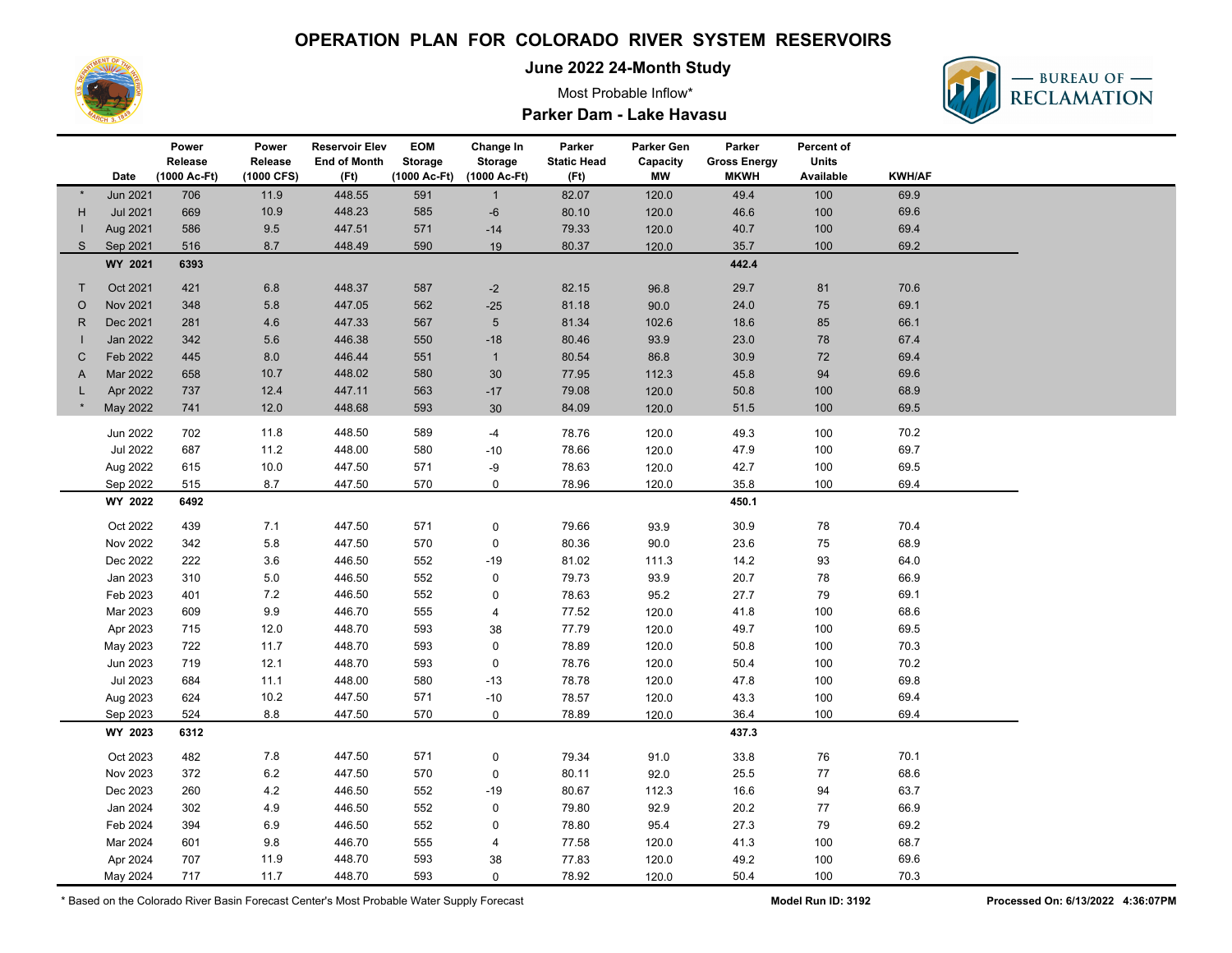# OPERATION PLAN FOR COLORADO RIVER SYSTEM RESERVOIRS

## June 2022 24-Month Study

Most Probable Inflow*

## Parker Dam - Lake Havasu

| | Date | Power Release (1000 Ac-Ft) | Power Release (1000 CFS) | Reservoir Elev End of Month (Ft) | EOM Storage (1000 Ac-Ft) | Change In Storage (1000 Ac-Ft) | Parker Static Head (Ft) | Parker Gen Capacity MW | Parker Gross Energy MKWH | Percent of Units Available | KWH/AF |
|---|---|---|---|---|---|---|---|---|---|---|---|
| * | Jun 2021 | 706 | 11.9 | 448.55 | 591 | 1 | 82.07 | 120.0 | 49.4 | 100 | 69.9 |
| H | Jul 2021 | 669 | 10.9 | 448.23 | 585 | -6 | 80.10 | 120.0 | 46.6 | 100 | 69.6 |
| I | Aug 2021 | 586 | 9.5 | 447.51 | 571 | -14 | 79.33 | 120.0 | 40.7 | 100 | 69.4 |
| S | Sep 2021 | 516 | 8.7 | 448.49 | 590 | 19 | 80.37 | 120.0 | 35.7 | 100 | 69.2 |
| | **WY 2021** | **6393** | | | | | | | **442.4** | | |
| T | Oct 2021 | 421 | 6.8 | 448.37 | 587 | -2 | 82.15 | 96.8 | 29.7 | 81 | 70.6 |
| O | Nov 2021 | 348 | 5.8 | 447.05 | 562 | -25 | 81.18 | 90.0 | 24.0 | 75 | 69.1 |
| R | Dec 2021 | 281 | 4.6 | 447.33 | 567 | 5 | 81.34 | 102.6 | 18.6 | 85 | 66.1 |
| I | Jan 2022 | 342 | 5.6 | 446.38 | 550 | -18 | 80.46 | 93.9 | 23.0 | 78 | 67.4 |
| C | Feb 2022 | 445 | 8.0 | 446.44 | 551 | 1 | 80.54 | 86.8 | 30.9 | 72 | 69.4 |
| A | Mar 2022 | 658 | 10.7 | 448.02 | 580 | 30 | 77.95 | 112.3 | 45.8 | 94 | 69.6 |
| L | Apr 2022 | 737 | 12.4 | 447.11 | 563 | -17 | 79.08 | 120.0 | 50.8 | 100 | 68.9 |
| * | May 2022 | 741 | 12.0 | 448.68 | 593 | 30 | 84.09 | 120.0 | 51.5 | 100 | 69.5 |
| | Jun 2022 | 702 | 11.8 | 448.50 | 589 | -4 | 78.76 | 120.0 | 49.3 | 100 | 70.2 |
| | Jul 2022 | 687 | 11.2 | 448.00 | 580 | -10 | 78.66 | 120.0 | 47.9 | 100 | 69.7 |
| | Aug 2022 | 615 | 10.0 | 447.50 | 571 | -9 | 78.63 | 120.0 | 42.7 | 100 | 69.5 |
| | Sep 2022 | 515 | 8.7 | 447.50 | 570 | 0 | 78.96 | 120.0 | 35.8 | 100 | 69.4 |
| | **WY 2022** | **6492** | | | | | | | **450.1** | | |
| | Oct 2022 | 439 | 7.1 | 447.50 | 571 | 0 | 79.66 | 93.9 | 30.9 | 78 | 70.4 |
| | Nov 2022 | 342 | 5.8 | 447.50 | 570 | 0 | 80.36 | 90.0 | 23.6 | 75 | 68.9 |
| | Dec 2022 | 222 | 3.6 | 446.50 | 552 | -19 | 81.02 | 111.3 | 14.2 | 93 | 64.0 |
| | Jan 2023 | 310 | 5.0 | 446.50 | 552 | 0 | 79.73 | 93.9 | 20.7 | 78 | 66.9 |
| | Feb 2023 | 401 | 7.2 | 446.50 | 552 | 0 | 78.63 | 95.2 | 27.7 | 79 | 69.1 |
| | Mar 2023 | 609 | 9.9 | 446.70 | 555 | 4 | 77.52 | 120.0 | 41.8 | 100 | 68.6 |
| | Apr 2023 | 715 | 12.0 | 448.70 | 593 | 38 | 77.79 | 120.0 | 49.7 | 100 | 69.5 |
| | May 2023 | 722 | 11.7 | 448.70 | 593 | 0 | 78.89 | 120.0 | 50.8 | 100 | 70.3 |
| | Jun 2023 | 719 | 12.1 | 448.70 | 593 | 0 | 78.76 | 120.0 | 50.4 | 100 | 70.2 |
| | Jul 2023 | 684 | 11.1 | 448.00 | 580 | -13 | 78.78 | 120.0 | 47.8 | 100 | 69.8 |
| | Aug 2023 | 624 | 10.2 | 447.50 | 571 | -10 | 78.57 | 120.0 | 43.3 | 100 | 69.4 |
| | Sep 2023 | 524 | 8.8 | 447.50 | 570 | 0 | 78.89 | 120.0 | 36.4 | 100 | 69.4 |
| | **WY 2023** | **6312** | | | | | | | **437.3** | | |
| | Oct 2023 | 482 | 7.8 | 447.50 | 571 | 0 | 79.34 | 91.0 | 33.8 | 76 | 70.1 |
| | Nov 2023 | 372 | 6.2 | 447.50 | 570 | 0 | 80.11 | 92.0 | 25.5 | 77 | 68.6 |
| | Dec 2023 | 260 | 4.2 | 446.50 | 552 | -19 | 80.67 | 112.3 | 16.6 | 94 | 63.7 |
| | Jan 2024 | 302 | 4.9 | 446.50 | 552 | 0 | 79.80 | 92.9 | 20.2 | 77 | 66.9 |
| | Feb 2024 | 394 | 6.9 | 446.50 | 552 | 0 | 78.80 | 95.4 | 27.3 | 79 | 69.2 |
| | Mar 2024 | 601 | 9.8 | 446.70 | 555 | 4 | 77.58 | 120.0 | 41.3 | 100 | 68.7 |
| | Apr 2024 | 707 | 11.9 | 448.70 | 593 | 38 | 77.83 | 120.0 | 49.2 | 100 | 69.6 |
| | May 2024 | 717 | 11.7 | 448.70 | 593 | 0 | 78.92 | 120.0 | 50.4 | 100 | 70.3 |

\* Based on the Colorado River Basin Forecast Center's Most Probable Water Supply Forecast

Model Run ID: 3192

Processed On: 6/13/2022 4:36:07PM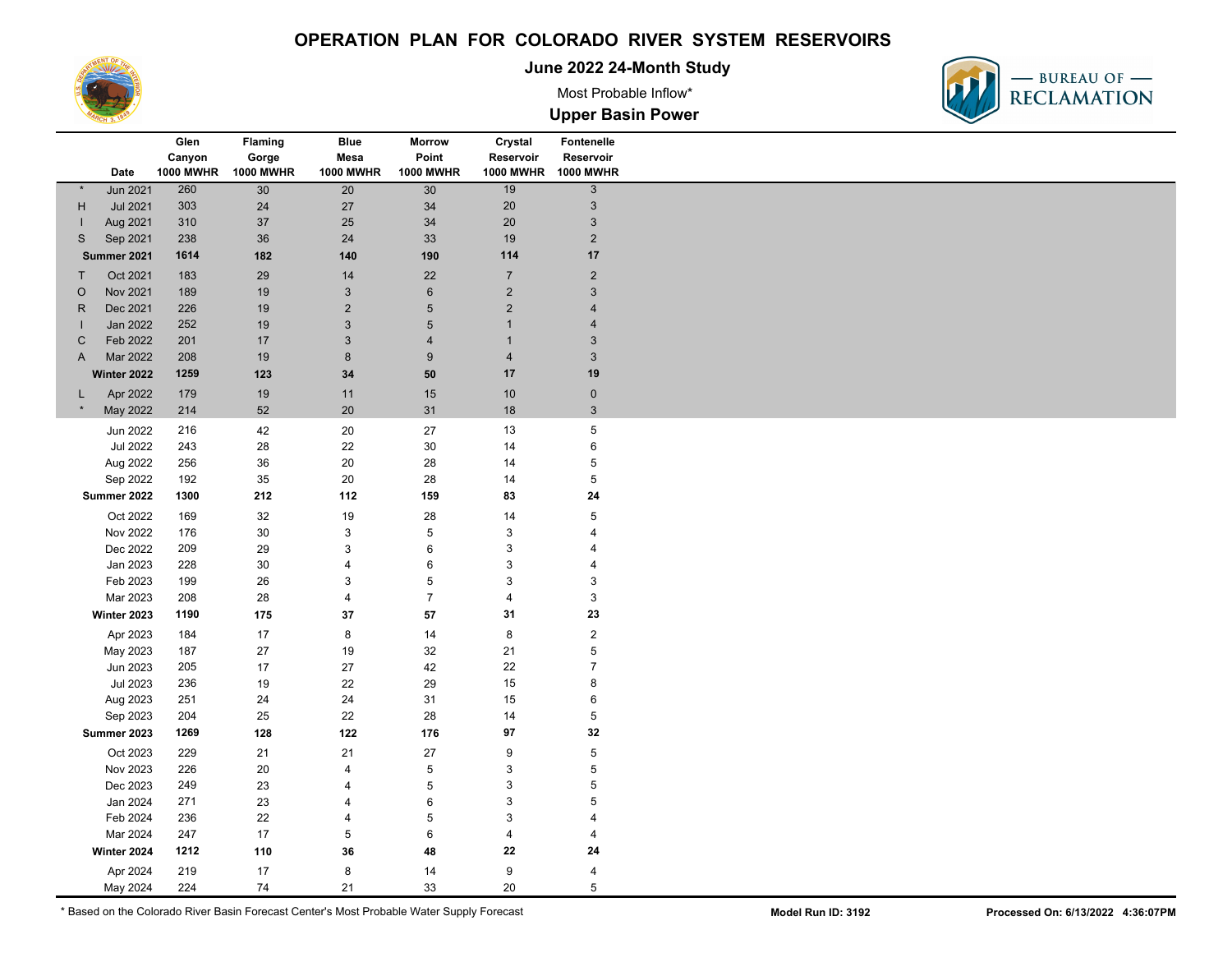# OPERATION PLAN FOR COLORADO RIVER SYSTEM RESERVOIRS

## June 2022 24-Month Study

Most Probable Inflow*

### Upper Basin Power

| | Date | Glen Canyon 1000 MWHR | Flaming Gorge 1000 MWHR | Blue Mesa 1000 MWHR | Morrow Point 1000 MWHR | Crystal Reservoir 1000 MWHR | Fontenelle Reservoir 1000 MWHR |
|---|---|---|---|---|---|---|---|
| * | Jun 2021 | 260 | 30 | 20 | 30 | 19 | 3 |
| H | Jul 2021 | 303 | 24 | 27 | 34 | 20 | 3 |
| I | Aug 2021 | 310 | 37 | 25 | 34 | 20 | 3 |
| S | Sep 2021 | 238 | 36 | 24 | 33 | 19 | 2 |
| | **Summer 2021** | **1614** | **182** | **140** | **190** | **114** | **17** |
| T | Oct 2021 | 183 | 29 | 14 | 22 | 7 | 2 |
| O | Nov 2021 | 189 | 19 | 3 | 6 | 2 | 3 |
| R | Dec 2021 | 226 | 19 | 2 | 5 | 2 | 4 |
| I | Jan 2022 | 252 | 19 | 3 | 5 | 1 | 4 |
| C | Feb 2022 | 201 | 17 | 3 | 4 | 1 | 3 |
| A | Mar 2022 | 208 | 19 | 8 | 9 | 4 | 3 |
| | **Winter 2022** | **1259** | **123** | **34** | **50** | **17** | **19** |
| L | Apr 2022 | 179 | 19 | 11 | 15 | 10 | 0 |
| * | May 2022 | 214 | 52 | 20 | 31 | 18 | 3 |
| | Jun 2022 | 216 | 42 | 20 | 27 | 13 | 5 |
| | Jul 2022 | 243 | 28 | 22 | 30 | 14 | 6 |
| | Aug 2022 | 256 | 36 | 20 | 28 | 14 | 5 |
| | Sep 2022 | 192 | 35 | 20 | 28 | 14 | 5 |
| | **Summer 2022** | **1300** | **212** | **112** | **159** | **83** | **24** |
| | Oct 2022 | 169 | 32 | 19 | 28 | 14 | 5 |
| | Nov 2022 | 176 | 30 | 3 | 5 | 3 | 4 |
| | Dec 2022 | 209 | 29 | 3 | 6 | 3 | 4 |
| | Jan 2023 | 228 | 30 | 4 | 6 | 3 | 4 |
| | Feb 2023 | 199 | 26 | 3 | 5 | 3 | 3 |
| | Mar 2023 | 208 | 28 | 4 | 7 | 4 | 3 |
| | **Winter 2023** | **1190** | **175** | **37** | **57** | **31** | **23** |
| | Apr 2023 | 184 | 17 | 8 | 14 | 8 | 2 |
| | May 2023 | 187 | 27 | 19 | 32 | 21 | 5 |
| | Jun 2023 | 205 | 17 | 27 | 42 | 22 | 7 |
| | Jul 2023 | 236 | 19 | 22 | 29 | 15 | 8 |
| | Aug 2023 | 251 | 24 | 24 | 31 | 15 | 6 |
| | Sep 2023 | 204 | 25 | 22 | 28 | 14 | 5 |
| | **Summer 2023** | **1269** | **128** | **122** | **176** | **97** | **32** |
| | Oct 2023 | 229 | 21 | 21 | 27 | 9 | 5 |
| | Nov 2023 | 226 | 20 | 4 | 5 | 3 | 5 |
| | Dec 2023 | 249 | 23 | 4 | 5 | 3 | 5 |
| | Jan 2024 | 271 | 23 | 4 | 6 | 3 | 5 |
| | Feb 2024 | 236 | 22 | 4 | 5 | 3 | 4 |
| | Mar 2024 | 247 | 17 | 5 | 6 | 4 | 4 |
| | **Winter 2024** | **1212** | **110** | **36** | **48** | **22** | **24** |
| | Apr 2024 | 219 | 17 | 8 | 14 | 9 | 4 |
| | May 2024 | 224 | 74 | 21 | 33 | 20 | 5 |

* Based on the Colorado River Basin Forecast Center's Most Probable Water Supply Forecast

**Model Run ID: 3192** **Processed On: 6/13/2022 4:36:07PM**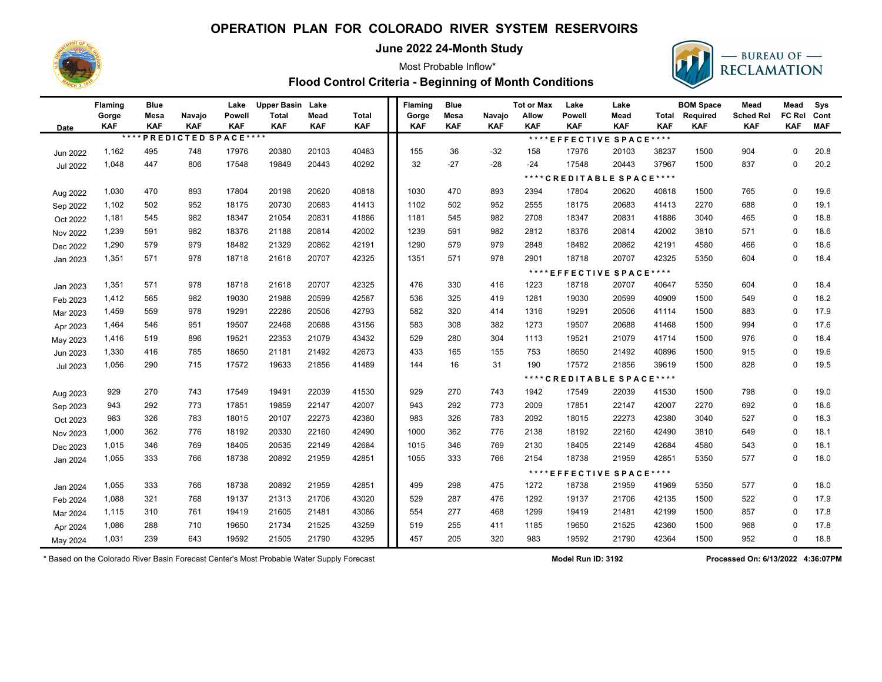# OPERATION PLAN FOR COLORADO RIVER SYSTEM RESERVOIRS

## June 2022 24-Month Study

Most Probable Inflow*

### Flood Control Criteria - Beginning of Month Conditions

| Date | Flaming Gorge KAF | Blue Mesa KAF | Navajo KAF | Lake Powell KAF | Upper Basin Total KAF | Lake Mead KAF | Total KAF | Flaming Gorge KAF | Blue Mesa KAF | Navajo KAF | Tot or Max Allow KAF | Lake Powell KAF | Lake Mead KAF | Total KAF | BOM Space Required KAF | Mead Sched Rel KAF | Mead FC Rel KAF | Sys Cont MAF |
|---|---|---|---|---|---|---|---|---|---|---|---|---|---|---|---|---|---|---|
| | ****PREDICTED SPACE**** | | | | | | | ****EFFECTIVE SPACE**** | | | | | | | | | | |
| Jun 2022 | 1,162 | 495 | 748 | 17976 | 20380 | 20103 | 40483 | 155 | 36 | -32 | 158 | 17976 | 20103 | 38237 | 1500 | 904 | 0 | 20.8 |
| Jul 2022 | 1,048 | 447 | 806 | 17548 | 19849 | 20443 | 40292 | 32 | -27 | -28 | -24 | 17548 | 20443 | 37967 | 1500 | 837 | 0 | 20.2 |
| | | | | | | | | ****CREDITABLE SPACE**** | | | | | | | | | | |
| Aug 2022 | 1,030 | 470 | 893 | 17804 | 20198 | 20620 | 40818 | 1030 | 470 | 893 | 2394 | 17804 | 20620 | 40818 | 1500 | 765 | 0 | 19.6 |
| Sep 2022 | 1,102 | 502 | 952 | 18175 | 20730 | 20683 | 41413 | 1102 | 502 | 952 | 2555 | 18175 | 20683 | 41413 | 2270 | 688 | 0 | 19.1 |
| Oct 2022 | 1,181 | 545 | 982 | 18347 | 21054 | 20831 | 41886 | 1181 | 545 | 982 | 2708 | 18347 | 20831 | 41886 | 3040 | 465 | 0 | 18.8 |
| Nov 2022 | 1,239 | 591 | 982 | 18376 | 21188 | 20814 | 42002 | 1239 | 591 | 982 | 2812 | 18376 | 20814 | 42002 | 3810 | 571 | 0 | 18.6 |
| Dec 2022 | 1,290 | 579 | 979 | 18482 | 21329 | 20862 | 42191 | 1290 | 579 | 979 | 2848 | 18482 | 20862 | 42191 | 4580 | 466 | 0 | 18.6 |
| Jan 2023 | 1,351 | 571 | 978 | 18718 | 21618 | 20707 | 42325 | 1351 | 571 | 978 | 2901 | 18718 | 20707 | 42325 | 5350 | 604 | 0 | 18.4 |
| | | | | | | | | ****EFFECTIVE SPACE**** | | | | | | | | | | |
| Jan 2023 | 1,351 | 571 | 978 | 18718 | 21618 | 20707 | 42325 | 476 | 330 | 416 | 1223 | 18718 | 20707 | 40647 | 5350 | 604 | 0 | 18.4 |
| Feb 2023 | 1,412 | 565 | 982 | 19030 | 21988 | 20599 | 42587 | 536 | 325 | 419 | 1281 | 19030 | 20599 | 40909 | 1500 | 549 | 0 | 18.2 |
| Mar 2023 | 1,459 | 559 | 978 | 19291 | 22286 | 20506 | 42793 | 582 | 320 | 414 | 1316 | 19291 | 20506 | 41114 | 1500 | 883 | 0 | 17.9 |
| Apr 2023 | 1,464 | 546 | 951 | 19507 | 22468 | 20688 | 43156 | 583 | 308 | 382 | 1273 | 19507 | 20688 | 41468 | 1500 | 994 | 0 | 17.6 |
| May 2023 | 1,416 | 519 | 896 | 19521 | 22353 | 21079 | 43432 | 529 | 280 | 304 | 1113 | 19521 | 21079 | 41714 | 1500 | 976 | 0 | 18.4 |
| Jun 2023 | 1,330 | 416 | 785 | 18650 | 21181 | 21492 | 42673 | 433 | 165 | 155 | 753 | 18650 | 21492 | 40896 | 1500 | 915 | 0 | 19.6 |
| Jul 2023 | 1,056 | 290 | 715 | 17572 | 19633 | 21856 | 41489 | 144 | 16 | 31 | 190 | 17572 | 21856 | 39619 | 1500 | 828 | 0 | 19.5 |
| | | | | | | | | ****CREDITABLE SPACE**** | | | | | | | | | | |
| Aug 2023 | 929 | 270 | 743 | 17549 | 19491 | 22039 | 41530 | 929 | 270 | 743 | 1942 | 17549 | 22039 | 41530 | 1500 | 798 | 0 | 19.0 |
| Sep 2023 | 943 | 292 | 773 | 17851 | 19859 | 22147 | 42007 | 943 | 292 | 773 | 2009 | 17851 | 22147 | 42007 | 2270 | 692 | 0 | 18.6 |
| Oct 2023 | 983 | 326 | 783 | 18015 | 20107 | 22273 | 42380 | 983 | 326 | 783 | 2092 | 18015 | 22273 | 42380 | 3040 | 527 | 0 | 18.3 |
| Nov 2023 | 1,000 | 362 | 776 | 18192 | 20330 | 22160 | 42490 | 1000 | 362 | 776 | 2138 | 18192 | 22160 | 42490 | 3810 | 649 | 0 | 18.1 |
| Dec 2023 | 1,015 | 346 | 769 | 18405 | 20535 | 22149 | 42684 | 1015 | 346 | 769 | 2130 | 18405 | 22149 | 42684 | 4580 | 543 | 0 | 18.1 |
| Jan 2024 | 1,055 | 333 | 766 | 18738 | 20892 | 21959 | 42851 | 1055 | 333 | 766 | 2154 | 18738 | 21959 | 42851 | 5350 | 577 | 0 | 18.0 |
| | | | | | | | | ****EFFECTIVE SPACE**** | | | | | | | | | | |
| Jan 2024 | 1,055 | 333 | 766 | 18738 | 20892 | 21959 | 42851 | 499 | 298 | 475 | 1272 | 18738 | 21959 | 41969 | 5350 | 577 | 0 | 18.0 |
| Feb 2024 | 1,088 | 321 | 768 | 19137 | 21313 | 21706 | 43020 | 529 | 287 | 476 | 1292 | 19137 | 21706 | 42135 | 1500 | 522 | 0 | 17.9 |
| Mar 2024 | 1,115 | 310 | 761 | 19419 | 21605 | 21481 | 43086 | 554 | 277 | 468 | 1299 | 19419 | 21481 | 42199 | 1500 | 857 | 0 | 17.8 |
| Apr 2024 | 1,086 | 288 | 710 | 19650 | 21734 | 21525 | 43259 | 519 | 255 | 411 | 1185 | 19650 | 21525 | 42360 | 1500 | 968 | 0 | 17.8 |
| May 2024 | 1,031 | 239 | 643 | 19592 | 21505 | 21790 | 43295 | 457 | 205 | 320 | 983 | 19592 | 21790 | 42364 | 1500 | 952 | 0 | 18.8 |

* Based on the Colorado River Basin Forecast Center's Most Probable Water Supply Forecast

Model Run ID: 3192

Processed On: 6/13/2022 4:36:07PM